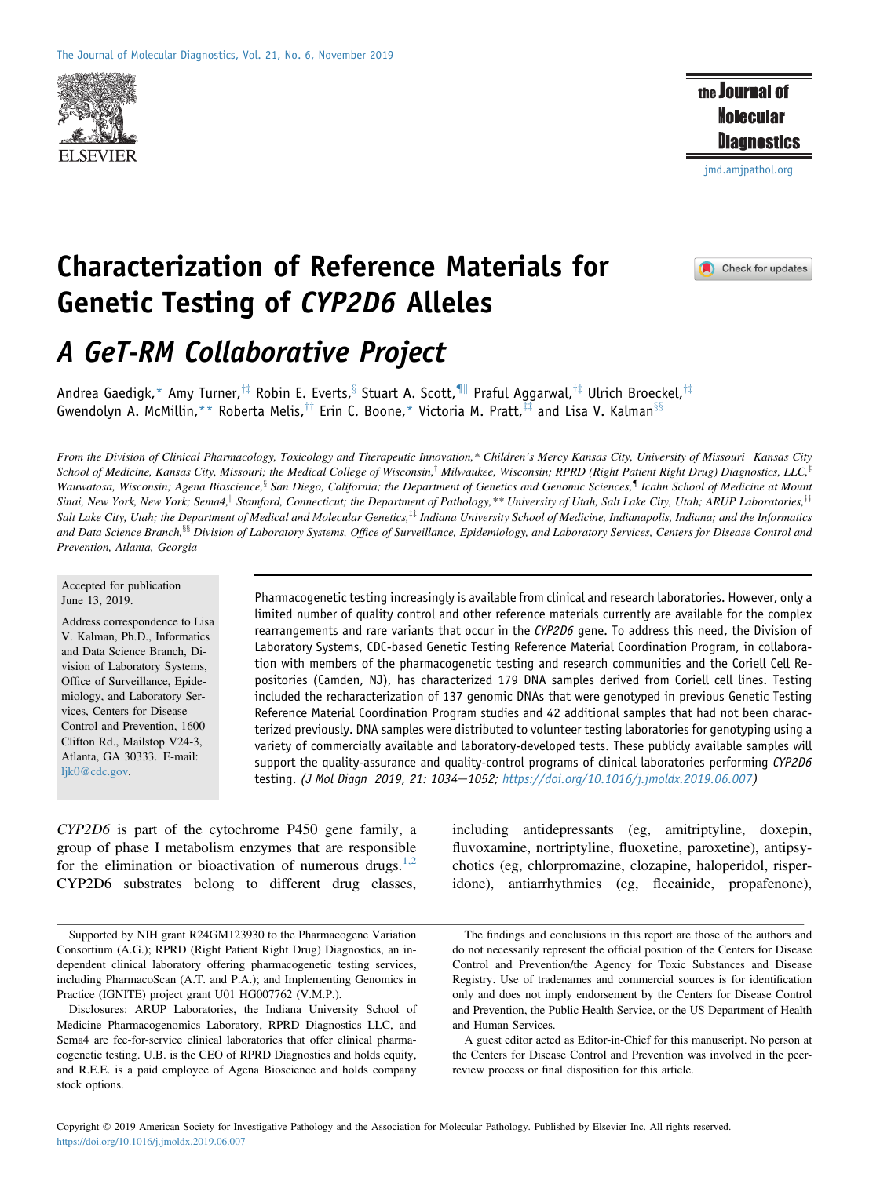# Characterization of Reference Materials for Genetic Testing of *CYP2D6* Alleles

## *A GeT-RM Collaborative Project*

Andrea Gaedigk,* Amy Turner,[†‡] Robin E. Everts,[§] Stuart A. Scott,[¶‖] Praful Aggarwal,[†‡] Ulrich Broeckel,[†‡] Gwendolyn A. McMillin,** Roberta Melis,[††] Erin C. Boone,* Victoria M. Pratt,[‡‡] and Lisa V. Kalman[§§]

*From the Division of Clinical Pharmacology, Toxicology and Therapeutic Innovation,* Children's Mercy Kansas City, University of Missouri—Kansas City School of Medicine, Kansas City, Missouri; the Medical College of Wisconsin,[†] Milwaukee, Wisconsin; RPRD (Right Patient Right Drug) Diagnostics, LLC,[‡] Wauwatosa, Wisconsin; Agena Bioscience,[§] San Diego, California; the Department of Genetics and Genomic Sciences,[¶] Icahn School of Medicine at Mount Sinai, New York, New York; Sema4,[‖] Stamford, Connecticut; the Department of Pathology,** University of Utah, Salt Lake City, Utah; ARUP Laboratories,[††] Salt Lake City, Utah; the Department of Medical and Molecular Genetics,[‡‡] Indiana University School of Medicine, Indianapolis, Indiana; and the Informatics and Data Science Branch,[§§] Division of Laboratory Systems, Office of Surveillance, Epidemiology, and Laboratory Services, Centers for Disease Control and Prevention, Atlanta, Georgia*

Accepted for publication June 13, 2019.

Address correspondence to Lisa V. Kalman, Ph.D., Informatics and Data Science Branch, Division of Laboratory Systems, Office of Surveillance, Epidemiology, and Laboratory Services, Centers for Disease Control and Prevention, 1600 Clifton Rd., Mailstop V24-3, Atlanta, GA 30333. E-mail: ljk0@cdc.gov.

Pharmacogenetic testing increasingly is available from clinical and research laboratories. However, only a limited number of quality control and other reference materials currently are available for the complex rearrangements and rare variants that occur in the *CYP2D6* gene. To address this need, the Division of Laboratory Systems, CDC-based Genetic Testing Reference Material Coordination Program, in collaboration with members of the pharmacogenetic testing and research communities and the Coriell Cell Repositories (Camden, NJ), has characterized 179 DNA samples derived from Coriell cell lines. Testing included the recharacterization of 137 genomic DNAs that were genotyped in previous Genetic Testing Reference Material Coordination Program studies and 42 additional samples that had not been characterized previously. DNA samples were distributed to volunteer testing laboratories for genotyping using a variety of commercially available and laboratory-developed tests. These publicly available samples will support the quality-assurance and quality-control programs of clinical laboratories performing *CYP2D6* testing. *(J Mol Diagn 2019, 21: 1034—1052; https://doi.org/10.1016/j.jmoldx.2019.06.007)*

*CYP2D6* is part of the cytochrome P450 gene family, a group of phase I metabolism enzymes that are responsible for the elimination or bioactivation of numerous drugs.[1,2] CYP2D6 substrates belong to different drug classes, including antidepressants (eg, amitriptyline, doxepin, fluvoxamine, nortriptyline, fluoxetine, paroxetine), antipsychotics (eg, chlorpromazine, clozapine, haloperidol, risperidone), antiarrhythmics (eg, flecainide, propafenone),

Supported by NIH grant R24GM123930 to the Pharmacogene Variation Consortium (A.G.); RPRD (Right Patient Right Drug) Diagnostics, an independent clinical laboratory offering pharmacogenetic testing services, including PharmacoScan (A.T. and P.A.); and Implementing Genomics in Practice (IGNITE) project grant U01 HG007762 (V.M.P.).

Disclosures: ARUP Laboratories, the Indiana University School of Medicine Pharmacogenomics Laboratory, RPRD Diagnostics LLC, and Sema4 are fee-for-service clinical laboratories that offer clinical pharmacogenetic testing. U.B. is the CEO of RPRD Diagnostics and holds equity, and R.E.E. is a paid employee of Agena Bioscience and holds company stock options.

The findings and conclusions in this report are those of the authors and do not necessarily represent the official position of the Centers for Disease Control and Prevention/the Agency for Toxic Substances and Disease Registry. Use of tradenames and commercial sources is for identification only and does not imply endorsement by the Centers for Disease Control and Prevention, the Public Health Service, or the US Department of Health and Human Services.

A guest editor acted as Editor-in-Chief for this manuscript. No person at the Centers for Disease Control and Prevention was involved in the peer-review process or final disposition for this article.

Copyright © 2019 American Society for Investigative Pathology and the Association for Molecular Pathology. Published by Elsevier Inc. All rights reserved.
https://doi.org/10.1016/j.jmoldx.2019.06.007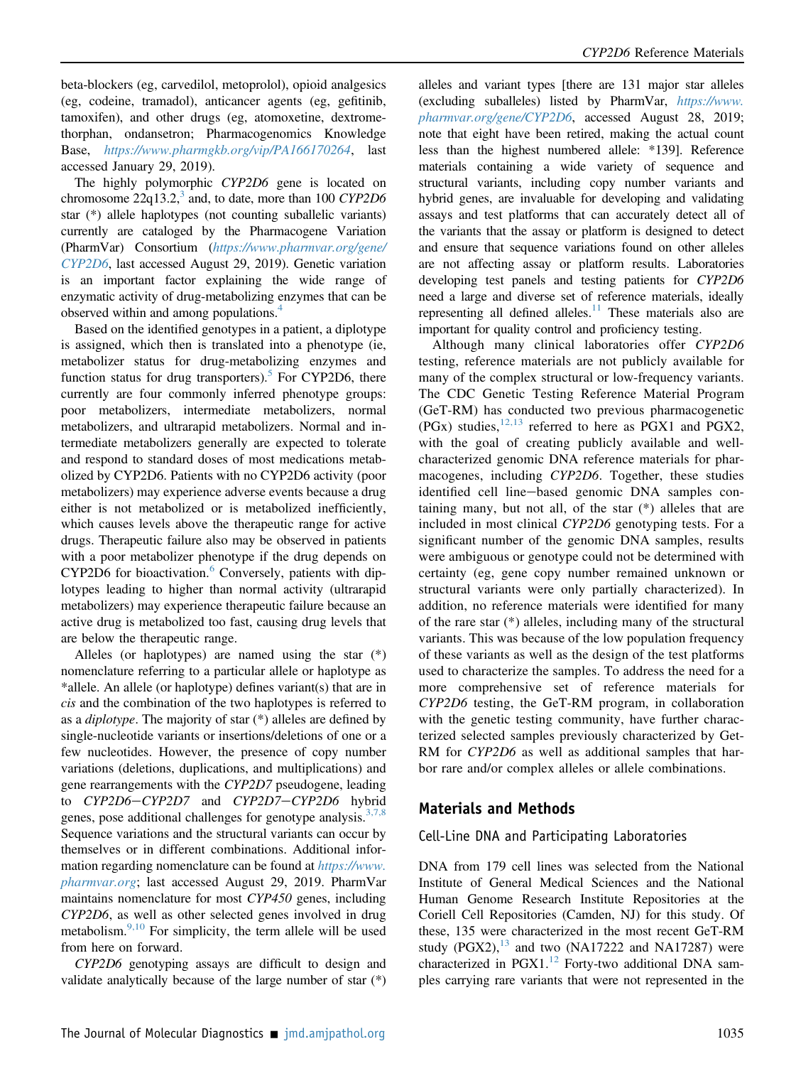beta-blockers (eg, carvedilol, metoprolol), opioid analgesics (eg, codeine, tramadol), anticancer agents (eg, gefitinib, tamoxifen), and other drugs (eg, atomoxetine, dextromethorphan, ondansetron; Pharmacogenomics Knowledge Base, *https://www.pharmgkb.org/vip/PA166170264*, last accessed January 29, 2019).

The highly polymorphic *CYP2D6* gene is located on chromosome 22q13.2,[3] and, to date, more than 100 *CYP2D6* star (*) allele haplotypes (not counting suballelic variants) currently are cataloged by the Pharmacogene Variation (PharmVar) Consortium (*https://www.pharmvar.org/gene/CYP2D6*, last accessed August 29, 2019). Genetic variation is an important factor explaining the wide range of enzymatic activity of drug-metabolizing enzymes that can be observed within and among populations.[4]

Based on the identified genotypes in a patient, a diplotype is assigned, which then is translated into a phenotype (ie, metabolizer status for drug-metabolizing enzymes and function status for drug transporters).[5] For CYP2D6, there currently are four commonly inferred phenotype groups: poor metabolizers, intermediate metabolizers, normal metabolizers, and ultrarapid metabolizers. Normal and intermediate metabolizers generally are expected to tolerate and respond to standard doses of most medications metabolized by CYP2D6. Patients with no CYP2D6 activity (poor metabolizers) may experience adverse events because a drug either is not metabolized or is metabolized inefficiently, which causes levels above the therapeutic range for active drugs. Therapeutic failure also may be observed in patients with a poor metabolizer phenotype if the drug depends on CYP2D6 for bioactivation.[6] Conversely, patients with diplotypes leading to higher than normal activity (ultrarapid metabolizers) may experience therapeutic failure because an active drug is metabolized too fast, causing drug levels that are below the therapeutic range.

Alleles (or haplotypes) are named using the star (*) nomenclature referring to a particular allele or haplotype as *allele. An allele (or haplotype) defines variant(s) that are in *cis* and the combination of the two haplotypes is referred to as a *diplotype*. The majority of star (*) alleles are defined by single-nucleotide variants or insertions/deletions of one or a few nucleotides. However, the presence of copy number variations (deletions, duplications, and multiplications) and gene rearrangements with the *CYP2D7* pseudogene, leading to *CYP2D6*−*CYP2D7* and *CYP2D7*−*CYP2D6* hybrid genes, pose additional challenges for genotype analysis.[3,7,8] Sequence variations and the structural variants can occur by themselves or in different combinations. Additional information regarding nomenclature can be found at *https://www.pharmvar.org*; last accessed August 29, 2019. PharmVar maintains nomenclature for most *CYP450* genes, including *CYP2D6*, as well as other selected genes involved in drug metabolism.[9,10] For simplicity, the term allele will be used from here on forward.

*CYP2D6* genotyping assays are difficult to design and validate analytically because of the large number of star (*) alleles and variant types [there are 131 major star alleles (excluding suballeles) listed by PharmVar, *https://www.pharmvar.org/gene/CYP2D6*, accessed August 28, 2019; note that eight have been retired, making the actual count less than the highest numbered allele: *139]. Reference materials containing a wide variety of sequence and structural variants, including copy number variants and hybrid genes, are invaluable for developing and validating assays and test platforms that can accurately detect all of the variants that the assay or platform is designed to detect and ensure that sequence variations found on other alleles are not affecting assay or platform results. Laboratories developing test panels and testing patients for *CYP2D6* need a large and diverse set of reference materials, ideally representing all defined alleles.[11] These materials also are important for quality control and proficiency testing.

Although many clinical laboratories offer *CYP2D6* testing, reference materials are not publicly available for many of the complex structural or low-frequency variants. The CDC Genetic Testing Reference Material Program (GeT-RM) has conducted two previous pharmacogenetic (PGx) studies,[12,13] referred to here as PGX1 and PGX2, with the goal of creating publicly available and well-characterized genomic DNA reference materials for pharmacogenes, including *CYP2D6*. Together, these studies identified cell line−based genomic DNA samples containing many, but not all, of the star (*) alleles that are included in most clinical *CYP2D6* genotyping tests. For a significant number of the genomic DNA samples, results were ambiguous or genotype could not be determined with certainty (eg, gene copy number remained unknown or structural variants were only partially characterized). In addition, no reference materials were identified for many of the rare star (*) alleles, including many of the structural variants. This was because of the low population frequency of these variants as well as the design of the test platforms used to characterize the samples. To address the need for a more comprehensive set of reference materials for *CYP2D6* testing, the GeT-RM program, in collaboration with the genetic testing community, have further characterized selected samples previously characterized by Get-RM for *CYP2D6* as well as additional samples that harbor rare and/or complex alleles or allele combinations.

## Materials and Methods

### Cell-Line DNA and Participating Laboratories

DNA from 179 cell lines was selected from the National Institute of General Medical Sciences and the National Human Genome Research Institute Repositories at the Coriell Cell Repositories (Camden, NJ) for this study. Of these, 135 were characterized in the most recent GeT-RM study (PGX2),[13] and two (NA17222 and NA17287) were characterized in PGX1.[12] Forty-two additional DNA samples carrying rare variants that were not represented in the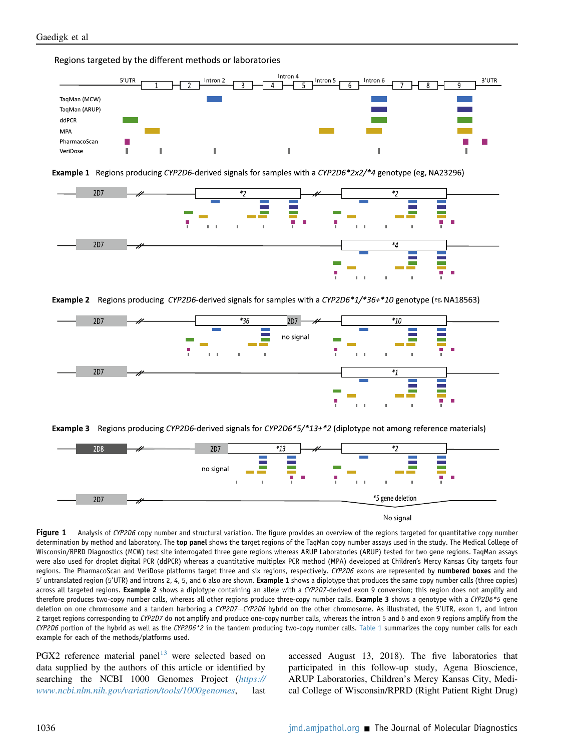Regions targeted by the different methods or laboratories

Example 1 Regions producing *CYP2D6*-derived signals for samples with a *CYP2D6*2x2/*4* genotype (eg, NA23296)

Example 2 Regions producing *CYP2D6*-derived signals for samples with a *CYP2D6*1/*36+*10* genotype (eg, NA18563)

Example 3 Regions producing *CYP2D6*-derived signals for *CYP2D6*5/*13+*2* (diplotype not among reference materials)

**Figure 1** Analysis of *CYP2D6* copy number and structural variation. The figure provides an overview of the regions targeted for quantitative copy number determination by method and laboratory. The **top panel** shows the target regions of the TaqMan copy number assays used in the study. The Medical College of Wisconsin/RPRD Diagnostics (MCW) test site interrogated three gene regions whereas ARUP Laboratories (ARUP) tested for two gene regions. TaqMan assays were also used for droplet digital PCR (ddPCR) whereas a quantitative multiplex PCR method (MPA) developed at Children's Mercy Kansas City targets four regions. The PharmacoScan and VeriDose platforms target three and six regions, respectively. *CYP2D6* exons are represented by **numbered boxes** and the 5′ untranslated region (5′UTR) and introns 2, 4, 5, and 6 also are shown. **Example 1** shows a diplotype that produces the same copy number calls (three copies) across all targeted regions. **Example 2** shows a diplotype containing an allele with a *CYP2D7*-derived exon 9 conversion; this region does not amplify and therefore produces two-copy number calls, whereas all other regions produce three-copy number calls. **Example 3** shows a genotype with a *CYP2D6*5* gene deletion on one chromosome and a tandem harboring a *CYP2D7*–*CYP2D6* hybrid on the other chromosome. As illustrated, the 5′UTR, exon 1, and intron 2 target regions corresponding to *CYP2D7* do not amplify and produce one-copy number calls, whereas the intron 5 and 6 and exon 9 regions amplify from the *CYP2D6* portion of the hybrid as well as the *CYP2D6*2* in the tandem producing two-copy number calls. Table 1 summarizes the copy number calls for each example for each of the methods/platforms used.

PGX2 reference material panel[13] were selected based on data supplied by the authors of this article or identified by searching the NCBI 1000 Genomes Project (*https://www.ncbi.nlm.nih.gov/variation/tools/1000genomes*, last accessed August 13, 2018). The five laboratories that participated in this follow-up study, Agena Bioscience, ARUP Laboratories, Children's Mercy Kansas City, Medical College of Wisconsin/RPRD (Right Patient Right Drug)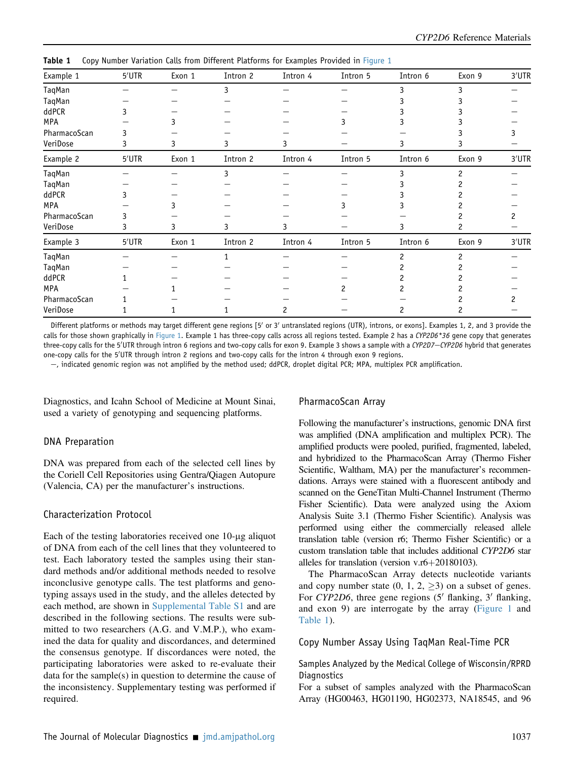**Table 1** Copy Number Variation Calls from Different Platforms for Examples Provided in Figure 1

| Example 1 | 5′UTR | Exon 1 | Intron 2 | Intron 4 | Intron 5 | Intron 6 | Exon 9 | 3′UTR |
|---|---|---|---|---|---|---|---|---|
| TaqMan | — | — | 3 | — | — | 3 | 3 | — |
| TaqMan | — | — | — | — | — | 3 | 3 | — |
| ddPCR | 3 | — | — | — | — | 3 | 3 | — |
| MPA | — | 3 | — | — | 3 | 3 | 3 | — |
| PharmacoScan | 3 | — | — | — | — | — | 3 | 3 |
| VeriDose | 3 | 3 | 3 | 3 | — | 3 | 3 | — |
| **Example 2** | **5′UTR** | **Exon 1** | **Intron 2** | **Intron 4** | **Intron 5** | **Intron 6** | **Exon 9** | **3′UTR** |
| TaqMan | — | — | 3 | — | — | 3 | 2 | — |
| TaqMan | — | — | — | — | — | 3 | 2 | — |
| ddPCR | 3 | — | — | — | — | 3 | 2 | — |
| MPA | — | 3 | — | — | 3 | 3 | 2 | — |
| PharmacoScan | 3 | — | — | — | — | — | 2 | 2 |
| VeriDose | 3 | 3 | 3 | 3 | — | 3 | 2 | — |
| **Example 3** | **5′UTR** | **Exon 1** | **Intron 2** | **Intron 4** | **Intron 5** | **Intron 6** | **Exon 9** | **3′UTR** |
| TaqMan | — | — | 1 | — | — | 2 | 2 | — |
| TaqMan | — | — | — | — | — | 2 | 2 | — |
| ddPCR | 1 | — | — | — | — | 2 | 2 | — |
| MPA | — | 1 | — | — | 2 | 2 | 2 | — |
| PharmacoScan | 1 | — | — | — | — | — | 2 | 2 |
| VeriDose | 1 | 1 | 1 | 2 | — | 2 | 2 | — |

Different platforms or methods may target different gene regions [5′ or 3′ untranslated regions (UTR), introns, or exons]. Examples 1, 2, and 3 provide the calls for those shown graphically in Figure 1. Example 1 has three-copy calls across all regions tested. Example 2 has a *CYP2D6\*36* gene copy that generates three-copy calls for the 5′UTR through intron 6 regions and two-copy calls for exon 9. Example 3 shows a sample with a *CYP2D7*–*CYP2D6* hybrid that generates one-copy calls for the 5′UTR through intron 2 regions and two-copy calls for the intron 4 through exon 9 regions.

—, indicated genomic region was not amplified by the method used; ddPCR, droplet digital PCR; MPA, multiplex PCR amplification.

Diagnostics, and Icahn School of Medicine at Mount Sinai, used a variety of genotyping and sequencing platforms.

## DNA Preparation

DNA was prepared from each of the selected cell lines by the Coriell Cell Repositories using Gentra/Qiagen Autopure (Valencia, CA) per the manufacturer's instructions.

## Characterization Protocol

Each of the testing laboratories received one 10-μg aliquot of DNA from each of the cell lines that they volunteered to test. Each laboratory tested the samples using their standard methods and/or additional methods needed to resolve inconclusive genotype calls. The test platforms and genotyping assays used in the study, and the alleles detected by each method, are shown in Supplemental Table S1 and are described in the following sections. The results were submitted to two researchers (A.G. and V.M.P.), who examined the data for quality and discordances, and determined the consensus genotype. If discordances were noted, the participating laboratories were asked to re-evaluate their data for the sample(s) in question to determine the cause of the inconsistency. Supplementary testing was performed if required.

## PharmacoScan Array

Following the manufacturer's instructions, genomic DNA first was amplified (DNA amplification and multiplex PCR). The amplified products were pooled, purified, fragmented, labeled, and hybridized to the PharmacoScan Array (Thermo Fisher Scientific, Waltham, MA) per the manufacturer's recommendations. Arrays were stained with a fluorescent antibody and scanned on the GeneTitan Multi-Channel Instrument (Thermo Fisher Scientific). Data were analyzed using the Axiom Analysis Suite 3.1 (Thermo Fisher Scientific). Analysis was performed using either the commercially released allele translation table (version r6; Thermo Fisher Scientific) or a custom translation table that includes additional *CYP2D6* star alleles for translation (version v.r6+20180103).

The PharmacoScan Array detects nucleotide variants and copy number state (0, 1, 2, ≥3) on a subset of genes. For *CYP2D6*, three gene regions (5′ flanking, 3′ flanking, and exon 9) are interrogate by the array (Figure 1 and Table 1).

## Copy Number Assay Using TaqMan Real-Time PCR

### Samples Analyzed by the Medical College of Wisconsin/RPRD Diagnostics

For a subset of samples analyzed with the PharmacoScan Array (HG00463, HG01190, HG02373, NA18545, and 96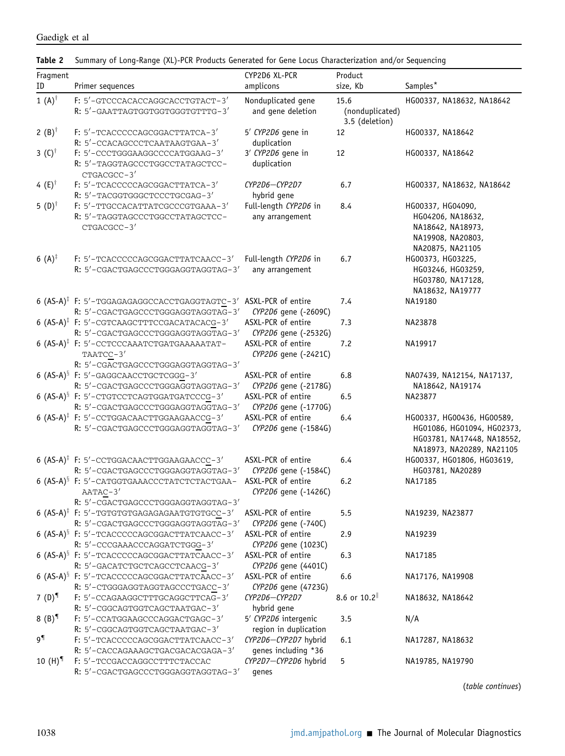**Table 2** Summary of Long-Range (XL)-PCR Products Generated for Gene Locus Characterization and/or Sequencing

| Fragment ID | Primer sequences | CYP2D6 XL-PCR amplicons | Product size, Kb | Samples* |
|---|---|---|---|---|
| 1 (A)† | F: 5′-GTCCCACACCAGGCACCTGTACT-3′<br>R: 5′-GAATTAGTGGTGGTGGGTGTTTG-3′ | Nonduplicated gene and gene deletion | 15.6 (nonduplicated)<br>3.5 (deletion) | HG00337, NA18632, NA18642 |
| 2 (B)† | F: 5′-TCACCCCCAGCGGACTTATCA-3′<br>R: 5′-CCACAGCCCTCAATAAGTGAA-3′ | 5′ *CYP2D6* gene in duplication | 12 | HG00337, NA18642 |
| 3 (C)† | F: 5′-CCCTGGGAAGGCCCCATGGAAG-3′<br>R: 5′-TAGGTAGCCCTGGCCTATAGCTCC-CTGACGCC-3′ | 3′ *CYP2D6* gene in duplication | 12 | HG00337, NA18642 |
| 4 (E)† | F: 5′-TCACCCCCAGCGGACTTATCA-3′<br>R: 5′-TACGGTGGGCTCCCTGCGAG-3′ | *CYP2D6–CYP2D7* hybrid gene | 6.7 | HG00337, NA18632, NA18642 |
| 5 (D)† | F: 5′-TTGCCACATTATCGCCCGTGAAA-3′<br>R: 5′-TAGGTAGCCCTGGCCTATAGCTCC-CTGACGCC-3′ | Full-length *CYP2D6* in any arrangement | 8.4 | HG00337, HG04090, HG04206, NA18632, NA18642, NA18973, NA19908, NA20803, NA20875, NA21105 |
| 6 (A)‡ | F: 5′-TCACCCCCAGCGGACTTATCAACC-3′<br>R: 5′-CGACTGAGCCCTGGGAGGTAGGTAG-3′ | Full-length *CYP2D6* in any arrangement | 6.7 | HG00373, HG03225, HG03246, HG03259, HG03780, NA17128, NA18632, NA19777 |
| 6 (AS-A)‡ | F: 5′-TGGAGAGAGGCCACCTGAGGTAGTC-3′<br>R: 5′-CGACTGAGCCCTGGGAGGTAGGTAG-3′ | ASXL-PCR of entire *CYP2D6* gene (-2609C) | 7.4 | NA19180 |
| 6 (AS-A)‡ | F: 5′-CGTCAAGCTTTCCGACATACACG-3′<br>R: 5′-CGACTGAGCCCTGGGAGGTAGGTAG-3′ | ASXL-PCR of entire *CYP2D6* gene (-2532G) | 7.3 | NA23878 |
| 6 (AS-A)‡ | F: 5′-CCTCCCAAATCTGATGAAAAATAT-TAATCC-3′<br>R: 5′-CGACTGAGCCCTGGGAGGTAGGTAG-3′ | ASXL-PCR of entire *CYP2D6* gene (-2421C) | 7.2 | NA19917 |
| 6 (AS-A)§ | F: 5′-GAGGCAACCTGCTCGGG-3′<br>R: 5′-CGACTGAGCCCTGGGAGGTAGGTAG-3′ | ASXL-PCR of entire *CYP2D6* gene (-2178G) | 6.8 | NA07439, NA12154, NA17137, NA18642, NA19174 |
| 6 (AS-A)§ | F: 5′-CTGTCCTCAGTGGATGATCCCG-3′<br>R: 5′-CGACTGAGCCCTGGGAGGTAGGTAG-3′ | ASXL-PCR of entire *CYP2D6* gene (-1770G) | 6.5 | NA23877 |
| 6 (AS-A)‡ | F: 5′-CCTGGACAACTTGGAAGAACCG-3′<br>R: 5′-CGACTGAGCCCTGGGAGGTAGGTAG-3′ | ASXL-PCR of entire *CYP2D6* gene (-1584G) | 6.4 | HG00337, HG00436, HG00589, HG01086, HG01094, HG02373, HG03781, NA17448, NA18552, NA18973, NA20289, NA21105 |
| 6 (AS-A)‡ | F: 5′-CCTGGACAACTTGGAAGAACCC-3′<br>R: 5′-CGACTGAGCCCTGGGAGGTAGGTAG-3′ | ASXL-PCR of entire *CYP2D6* gene (-1584C) | 6.4 | HG00337, HG01806, HG03619, HG03781, NA20289 |
| 6 (AS-A)§ | F: 5′-CATGGTGAAACCCTATCTCTACTGAA-AATAC-3′<br>R: 5′-CGACTGAGCCCTGGGAGGTAGGTAG-3′ | ASXL-PCR of entire *CYP2D6* gene (-1426C) | 6.2 | NA17185 |
| 6 (AS-A)‡ | F: 5′-TGTGTGTGAGAGAGAATGTGTGCC-3′<br>R: 5′-CGACTGAGCCCTGGGAGGTAGGTAG-3′ | ASXL-PCR of entire *CYP2D6* gene (-740C) | 5.5 | NA19239, NA23877 |
| 6 (AS-A)§ | F: 5′-TCACCCCCAGCGGACTTATCAACC-3′<br>R: 5′-CCCGAAACCCAGGATCTGGG-3′ | ASXL-PCR of entire *CYP2D6* gene (1023C) | 2.9 | NA19239 |
| 6 (AS-A)§ | F: 5′-TCACCCCCAGCGGACTTATCAACC-3′<br>R: 5′-GACATCTGCTCAGCCTCAACG-3′ | ASXL-PCR of entire *CYP2D6* gene (4401C) | 6.3 | NA17185 |
| 6 (AS-A)§ | F: 5′-TCACCCCCAGCGGACTTATCAACC-3′<br>R: 5′-CTGGGAGGTAGGTAGCCCTGACC-3′ | ASXL-PCR of entire *CYP2D6* gene (4723G) | 6.6 | NA17176, NA19908 |
| 7 (D)¶ | F: 5′-CCAGAAGGCTTTGCAGGCTTCAG-3′<br>R: 5′-CGGCAGTGGTCAGCTAATGAC-3′ | *CYP2D6–CYP2D7* hybrid gene | 8.6 or 10.2‖ | NA18632, NA18642 |
| 8 (B)¶ | F: 5′-CCATGGAAGCCCAGGACTGAGC-3′<br>R: 5′-CGGCAGTGGTCAGCTAATGAC-3′ | 5′ *CYP2D6* intergenic region in duplication | 3.5 | N/A |
| 9¶ | F: 5′-TCACCCCCAGCGGACTTATCAACC-3′<br>R: 5′-CACCAGAAAGCTGACGACACGAGA-3′ | *CYP2D6–CYP2D7* hybrid genes including *36 | 6.1 | NA17287, NA18632 |
| 10 (H)¶ | F: 5′-TCCGACCAGGCCTTTCTACCAC<br>R: 5′-CGACTGAGCCCTGGGAGGTAGGTAG-3′ | *CYP2D7–CYP2D6* hybrid genes | 5 | NA19785, NA19790 |

(*table continues*)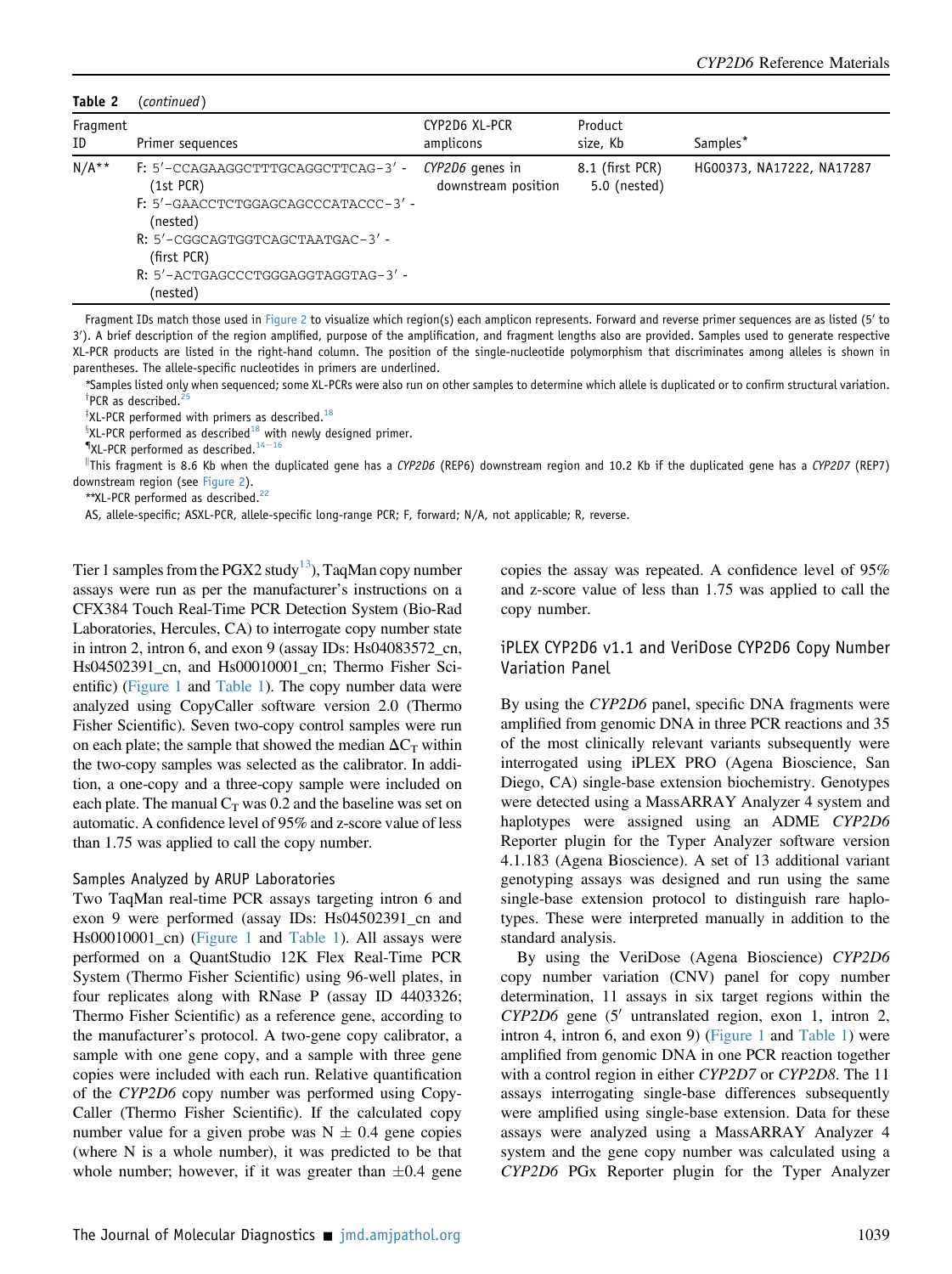**Table 2** (*continued*)

| Fragment ID | Primer sequences | CYP2D6 XL-PCR amplicons | Product size, Kb | Samples* |
|---|---|---|---|---|
| N/A** | F: 5′-CCAGAAGGCTTTGCAGGCTTCAG-3′ - (1st PCR)<br>F: 5′-GAACCTCTGGAGCAGCCCATACCC-3′ - (nested)<br>R: 5′-CGGCAGTGGTCAGCTAATGAC-3′ - (first PCR)<br>R: 5′-ACTGAGCCCTGGGAGGTAGGTAG-3′ - (nested) | *CYP2D6* genes in downstream position | 8.1 (first PCR)<br>5.0 (nested) | HG00373, NA17222, NA17287 |

Fragment IDs match those used in Figure 2 to visualize which region(s) each amplicon represents. Forward and reverse primer sequences are as listed (5′ to 3′). A brief description of the region amplified, purpose of the amplification, and fragment lengths also are provided. Samples used to generate respective XL-PCR products are listed in the right-hand column. The position of the single-nucleotide polymorphism that discriminates among alleles is shown in parentheses. The allele-specific nucleotides in primers are underlined.

*Samples listed only when sequenced; some XL-PCRs were also run on other samples to determine which allele is duplicated or to confirm structural variation.

†PCR as described.[25]

‡XL-PCR performed with primers as described.[18]

§XL-PCR performed as described[18] with newly designed primer.

¶XL-PCR performed as described.[14–16]

‖This fragment is 8.6 Kb when the duplicated gene has a *CYP2D6* (REP6) downstream region and 10.2 Kb if the duplicated gene has a *CYP2D7* (REP7) downstream region (see Figure 2).

**XL-PCR performed as described.[22]

AS, allele-specific; ASXL-PCR, allele-specific long-range PCR; F, forward; N/A, not applicable; R, reverse.

Tier 1 samples from the PGX2 study[13]), TaqMan copy number assays were run as per the manufacturer's instructions on a CFX384 Touch Real-Time PCR Detection System (Bio-Rad Laboratories, Hercules, CA) to interrogate copy number state in intron 2, intron 6, and exon 9 (assay IDs: Hs04083572_cn, Hs04502391_cn, and Hs00010001_cn; Thermo Fisher Scientific) (Figure 1 and Table 1). The copy number data were analyzed using CopyCaller software version 2.0 (Thermo Fisher Scientific). Seven two-copy control samples were run on each plate; the sample that showed the median $\Delta C_T$ within the two-copy samples was selected as the calibrator. In addition, a one-copy and a three-copy sample were included on each plate. The manual $C_T$ was 0.2 and the baseline was set on automatic. A confidence level of 95% and z-score value of less than 1.75 was applied to call the copy number.

### Samples Analyzed by ARUP Laboratories

Two TaqMan real-time PCR assays targeting intron 6 and exon 9 were performed (assay IDs: Hs04502391_cn and Hs00010001_cn) (Figure 1 and Table 1). All assays were performed on a QuantStudio 12K Flex Real-Time PCR System (Thermo Fisher Scientific) using 96-well plates, in four replicates along with RNase P (assay ID 4403326; Thermo Fisher Scientific) as a reference gene, according to the manufacturer's protocol. A two-gene copy calibrator, a sample with one gene copy, and a sample with three gene copies were included with each run. Relative quantification of the *CYP2D6* copy number was performed using CopyCaller (Thermo Fisher Scientific). If the calculated copy number value for a given probe was N $\pm$ 0.4 gene copies (where N is a whole number), it was predicted to be that whole number; however, if it was greater than $\pm$0.4 gene copies the assay was repeated. A confidence level of 95% and z-score value of less than 1.75 was applied to call the copy number.

### iPLEX CYP2D6 v1.1 and VeriDose CYP2D6 Copy Number Variation Panel

By using the *CYP2D6* panel, specific DNA fragments were amplified from genomic DNA in three PCR reactions and 35 of the most clinically relevant variants subsequently were interrogated using iPLEX PRO (Agena Bioscience, San Diego, CA) single-base extension biochemistry. Genotypes were detected using a MassARRAY Analyzer 4 system and haplotypes were assigned using an ADME *CYP2D6* Reporter plugin for the Typer Analyzer software version 4.1.183 (Agena Bioscience). A set of 13 additional variant genotyping assays was designed and run using the same single-base extension protocol to distinguish rare haplotypes. These were interpreted manually in addition to the standard analysis.

By using the VeriDose (Agena Bioscience) *CYP2D6* copy number variation (CNV) panel for copy number determination, 11 assays in six target regions within the *CYP2D6* gene (5′ untranslated region, exon 1, intron 2, intron 4, intron 6, and exon 9) (Figure 1 and Table 1) were amplified from genomic DNA in one PCR reaction together with a control region in either *CYP2D7* or *CYP2D8*. The 11 assays interrogating single-base differences subsequently were amplified using single-base extension. Data for these assays were analyzed using a MassARRAY Analyzer 4 system and the gene copy number was calculated using a *CYP2D6* PGx Reporter plugin for the Typer Analyzer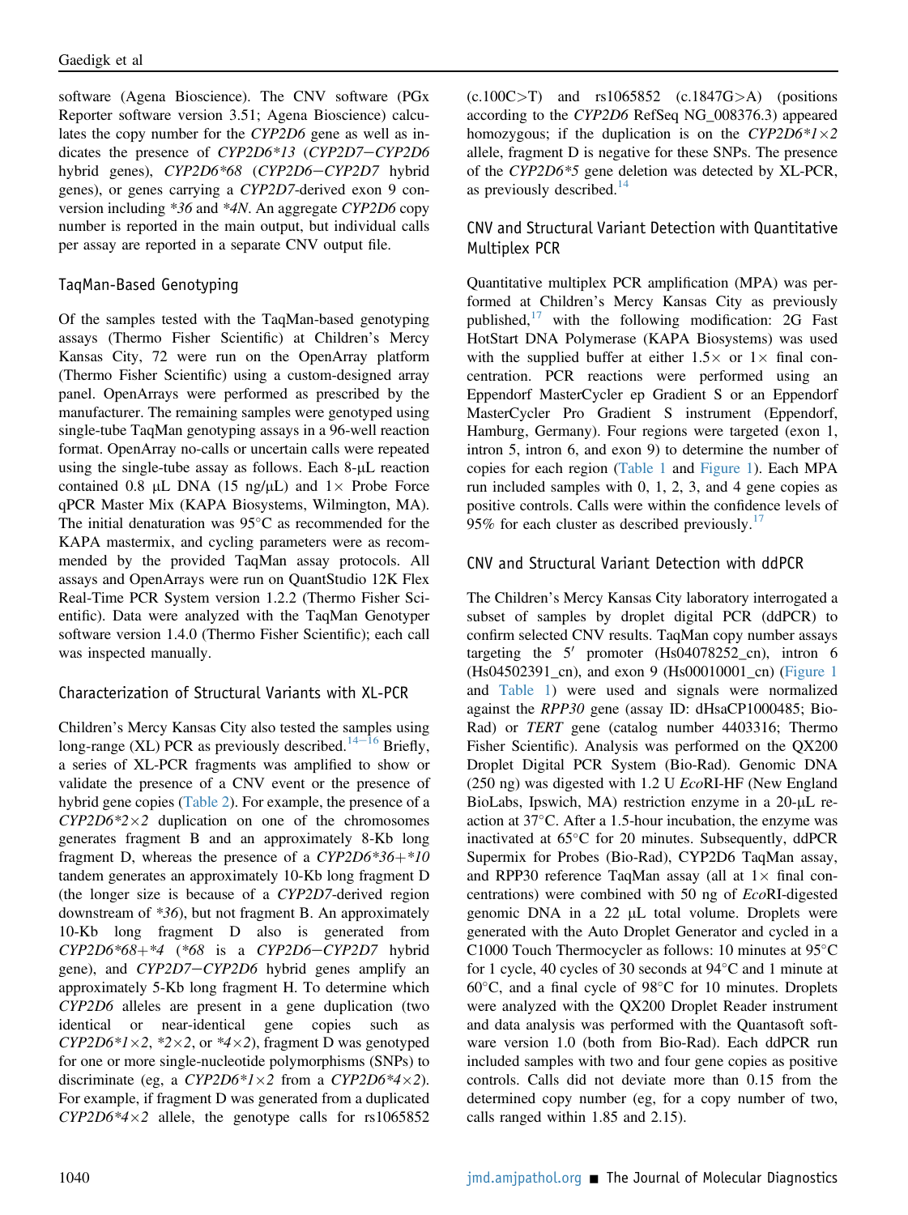software (Agena Bioscience). The CNV software (PGx Reporter software version 3.51; Agena Bioscience) calculates the copy number for the *CYP2D6* gene as well as indicates the presence of *CYP2D6*13* (*CYP2D7−CYP2D6* hybrid genes), *CYP2D6*68* (*CYP2D6−CYP2D7* hybrid genes), or genes carrying a *CYP2D7*-derived exon 9 conversion including **36* and **4N*. An aggregate *CYP2D6* copy number is reported in the main output, but individual calls per assay are reported in a separate CNV output file.

## TaqMan-Based Genotyping

Of the samples tested with the TaqMan-based genotyping assays (Thermo Fisher Scientific) at Children's Mercy Kansas City, 72 were run on the OpenArray platform (Thermo Fisher Scientific) using a custom-designed array panel. OpenArrays were performed as prescribed by the manufacturer. The remaining samples were genotyped using single-tube TaqMan genotyping assays in a 96-well reaction format. OpenArray no-calls or uncertain calls were repeated using the single-tube assay as follows. Each 8-μL reaction contained 0.8 μL DNA (15 ng/μL) and 1× Probe Force qPCR Master Mix (KAPA Biosystems, Wilmington, MA). The initial denaturation was 95°C as recommended for the KAPA mastermix, and cycling parameters were as recommended by the provided TaqMan assay protocols. All assays and OpenArrays were run on QuantStudio 12K Flex Real-Time PCR System version 1.2.2 (Thermo Fisher Scientific). Data were analyzed with the TaqMan Genotyper software version 1.4.0 (Thermo Fisher Scientific); each call was inspected manually.

## Characterization of Structural Variants with XL-PCR

Children's Mercy Kansas City also tested the samples using long-range (XL) PCR as previously described.[14−16] Briefly, a series of XL-PCR fragments was amplified to show or validate the presence of a CNV event or the presence of hybrid gene copies (Table 2). For example, the presence of a *CYP2D6*2×2* duplication on one of the chromosomes generates fragment B and an approximately 8-Kb long fragment D, whereas the presence of a *CYP2D6*36+*10* tandem generates an approximately 10-Kb long fragment D (the longer size is because of a *CYP2D7*-derived region downstream of **36*), but not fragment B. An approximately 10-Kb long fragment D also is generated from *CYP2D6*68+*4* (**68* is a *CYP2D6−CYP2D7* hybrid gene), and *CYP2D7−CYP2D6* hybrid genes amplify an approximately 5-Kb long fragment H. To determine which *CYP2D6* alleles are present in a gene duplication (two identical or near-identical gene copies such as *CYP2D6*1×2*, **2×2*, or **4×2*), fragment D was genotyped for one or more single-nucleotide polymorphisms (SNPs) to discriminate (eg, a *CYP2D6*1×2* from a *CYP2D6*4×2*). For example, if fragment D was generated from a duplicated *CYP2D6*4×2* allele, the genotype calls for rs1065852 (c.100C>T) and rs1065852 (c.1847G>A) (positions according to the *CYP2D6* RefSeq NG_008376.3) appeared homozygous; if the duplication is on the *CYP2D6*1×2* allele, fragment D is negative for these SNPs. The presence of the *CYP2D6*5* gene deletion was detected by XL-PCR, as previously described.[14]

## CNV and Structural Variant Detection with Quantitative Multiplex PCR

Quantitative multiplex PCR amplification (MPA) was performed at Children's Mercy Kansas City as previously published,[17] with the following modification: 2G Fast HotStart DNA Polymerase (KAPA Biosystems) was used with the supplied buffer at either 1.5× or 1× final concentration. PCR reactions were performed using an Eppendorf MasterCycler ep Gradient S or an Eppendorf MasterCycler Pro Gradient S instrument (Eppendorf, Hamburg, Germany). Four regions were targeted (exon 1, intron 5, intron 6, and exon 9) to determine the number of copies for each region (Table 1 and Figure 1). Each MPA run included samples with 0, 1, 2, 3, and 4 gene copies as positive controls. Calls were within the confidence levels of 95% for each cluster as described previously.[17]

## CNV and Structural Variant Detection with ddPCR

The Children's Mercy Kansas City laboratory interrogated a subset of samples by droplet digital PCR (ddPCR) to confirm selected CNV results. TaqMan copy number assays targeting the 5′ promoter (Hs04078252_cn), intron 6 (Hs04502391_cn), and exon 9 (Hs00010001_cn) (Figure 1 and Table 1) were used and signals were normalized against the *RPP30* gene (assay ID: dHsaCP1000485; Bio-Rad) or *TERT* gene (catalog number 4403316; Thermo Fisher Scientific). Analysis was performed on the QX200 Droplet Digital PCR System (Bio-Rad). Genomic DNA (250 ng) was digested with 1.2 U *Eco*RI-HF (New England BioLabs, Ipswich, MA) restriction enzyme in a 20-μL reaction at 37°C. After a 1.5-hour incubation, the enzyme was inactivated at 65°C for 20 minutes. Subsequently, ddPCR Supermix for Probes (Bio-Rad), CYP2D6 TaqMan assay, and RPP30 reference TaqMan assay (all at 1× final concentrations) were combined with 50 ng of *Eco*RI-digested genomic DNA in a 22 μL total volume. Droplets were generated with the Auto Droplet Generator and cycled in a C1000 Touch Thermocycler as follows: 10 minutes at 95°C for 1 cycle, 40 cycles of 30 seconds at 94°C and 1 minute at 60°C, and a final cycle of 98°C for 10 minutes. Droplets were analyzed with the QX200 Droplet Reader instrument and data analysis was performed with the Quantasoft software version 1.0 (both from Bio-Rad). Each ddPCR run included samples with two and four gene copies as positive controls. Calls did not deviate more than 0.15 from the determined copy number (eg, for a copy number of two, calls ranged within 1.85 and 2.15).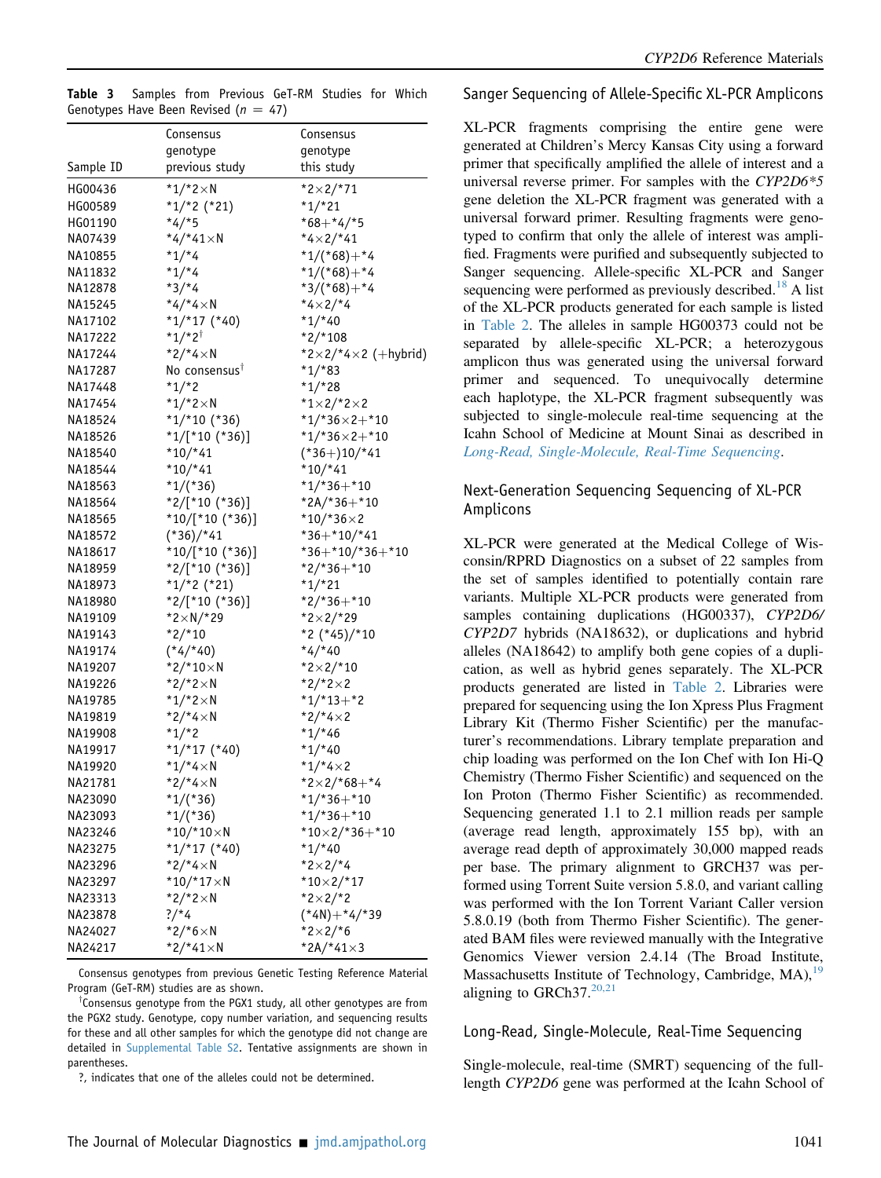**Table 3** Samples from Previous GeT-RM Studies for Which Genotypes Have Been Revised (n = 47)

| Sample ID | Consensus genotype previous study | Consensus genotype this study |
|---|---|---|
| HG00436 | *1/*2×N | *2×2/*71 |
| HG00589 | *1/*2 (*21) | *1/*21 |
| HG01190 | *4/*5 | *68+*4/*5 |
| NA07439 | *4/*41×N | *4×2/*41 |
| NA10855 | *1/*4 | *1/(*68)+*4 |
| NA11832 | *1/*4 | *1/(*68)+*4 |
| NA12878 | *3/*4 | *3/(*68)+*4 |
| NA15245 | *4/*4×N | *4×2/*4 |
| NA17102 | *1/*17 (*40) | *1/*40 |
| NA17222 | *1/*2[†] | *2/*108 |
| NA17244 | *2/*4×N | *2×2/*4×2 (+hybrid) |
| NA17287 | No consensus[†] | *1/*83 |
| NA17448 | *1/*2 | *1/*28 |
| NA17454 | *1/*2×N | *1×2/*2×2 |
| NA18524 | *1/*10 (*36) | *1/*36×2+*10 |
| NA18526 | *1/[*10 (*36)] | *1/*36×2+*10 |
| NA18540 | *10/*41 | (*36+)10/*41 |
| NA18544 | *10/*41 | *10/*41 |
| NA18563 | *1/(*36) | *1/*36+*10 |
| NA18564 | *2/[*10 (*36)] | *2A/*36+*10 |
| NA18565 | *10/[*10 (*36)] | *10/*36×2 |
| NA18572 | (*36)/*41 | *36+*10/*41 |
| NA18617 | *10/[*10 (*36)] | *36+*10/*36+*10 |
| NA18959 | *2/[*10 (*36)] | *2/*36+*10 |
| NA18973 | *1/*2 (*21) | *1/*21 |
| NA18980 | *2/[*10 (*36)] | *2/*36+*10 |
| NA19109 | *2×N/*29 | *2×2/*29 |
| NA19143 | *2/*10 | *2 (*45)/*10 |
| NA19174 | (*4/*40) | *4/*40 |
| NA19207 | *2/*10×N | *2×2/*10 |
| NA19226 | *2/*2×N | *2/*2×2 |
| NA19785 | *1/*2×N | *1/*13+*2 |
| NA19819 | *2/*4×N | *2/*4×2 |
| NA19908 | *1/*2 | *1/*46 |
| NA19917 | *1/*17 (*40) | *1/*40 |
| NA19920 | *1/*4×N | *1/*4×2 |
| NA21781 | *2/*4×N | *2×2/*68+*4 |
| NA23090 | *1/(*36) | *1/*36+*10 |
| NA23093 | *1/(*36) | *1/*36+*10 |
| NA23246 | *10/*10×N | *10×2/*36+*10 |
| NA23275 | *1/*17 (*40) | *1/*40 |
| NA23296 | *2/*4×N | *2×2/*4 |
| NA23297 | *10/*17×N | *10×2/*17 |
| NA23313 | *2/*2×N | *2×2/*2 |
| NA23878 | ?/*4 | (*4N)+*4/*39 |
| NA24027 | *2/*6×N | *2×2/*6 |
| NA24217 | *2/*41×N | *2A/*41×3 |

Consensus genotypes from previous Genetic Testing Reference Material Program (GeT-RM) studies are as shown.

[†]Consensus genotype from the PGX1 study, all other genotypes are from the PGX2 study. Genotype, copy number variation, and sequencing results for these and all other samples for which the genotype did not change are detailed in Supplemental Table S2. Tentative assignments are shown in parentheses.

?, indicates that one of the alleles could not be determined.

## Sanger Sequencing of Allele-Specific XL-PCR Amplicons

XL-PCR fragments comprising the entire gene were generated at Children's Mercy Kansas City using a forward primer that specifically amplified the allele of interest and a universal reverse primer. For samples with the *CYP2D6\*5* gene deletion the XL-PCR fragment was generated with a universal forward primer. Resulting fragments were genotyped to confirm that only the allele of interest was amplified. Fragments were purified and subsequently subjected to Sanger sequencing. Allele-specific XL-PCR and Sanger sequencing were performed as previously described.[18] A list of the XL-PCR products generated for each sample is listed in Table 2. The alleles in sample HG00373 could not be separated by allele-specific XL-PCR; a heterozygous amplicon thus was generated using the universal forward primer and sequenced. To unequivocally determine each haplotype, the XL-PCR fragment subsequently was subjected to single-molecule real-time sequencing at the Icahn School of Medicine at Mount Sinai as described in *Long-Read, Single-Molecule, Real-Time Sequencing*.

## Next-Generation Sequencing Sequencing of XL-PCR Amplicons

XL-PCR were generated at the Medical College of Wisconsin/RPRD Diagnostics on a subset of 22 samples from the set of samples identified to potentially contain rare variants. Multiple XL-PCR products were generated from samples containing duplications (HG00337), *CYP2D6/CYP2D7* hybrids (NA18632), or duplications and hybrid alleles (NA18642) to amplify both gene copies of a duplication, as well as hybrid genes separately. The XL-PCR products generated are listed in Table 2. Libraries were prepared for sequencing using the Ion Xpress Plus Fragment Library Kit (Thermo Fisher Scientific) per the manufacturer's recommendations. Library template preparation and chip loading was performed on the Ion Chef with Ion Hi-Q Chemistry (Thermo Fisher Scientific) and sequenced on the Ion Proton (Thermo Fisher Scientific) as recommended. Sequencing generated 1.1 to 2.1 million reads per sample (average read length, approximately 155 bp), with an average read depth of approximately 30,000 mapped reads per base. The primary alignment to GRCH37 was performed using Torrent Suite version 5.8.0, and variant calling was performed with the Ion Torrent Variant Caller version 5.8.0.19 (both from Thermo Fisher Scientific). The generated BAM files were reviewed manually with the Integrative Genomics Viewer version 2.4.14 (The Broad Institute, Massachusetts Institute of Technology, Cambridge, MA),[19] aligning to GRCh37.[20,21]

## Long-Read, Single-Molecule, Real-Time Sequencing

Single-molecule, real-time (SMRT) sequencing of the full-length *CYP2D6* gene was performed at the Icahn School of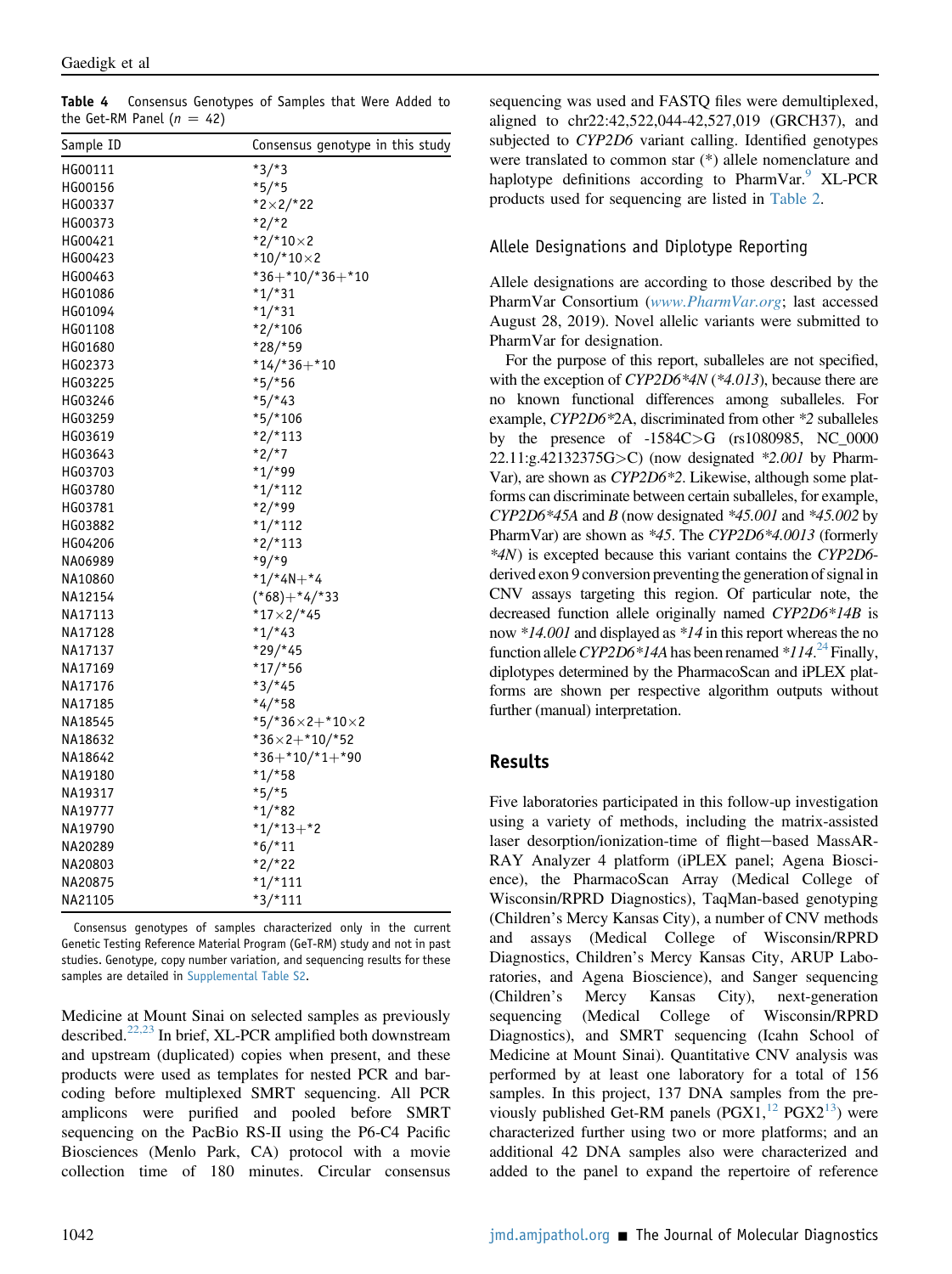**Table 4** Consensus Genotypes of Samples that Were Added to the Get-RM Panel (*n* = 42)

| Sample ID | Consensus genotype in this study |
|---|---|
| HG00111 | *3/*3 |
| HG00156 | *5/*5 |
| HG00337 | *2×2/*22 |
| HG00373 | *2/*2 |
| HG00421 | *2/*10×2 |
| HG00423 | *10/*10×2 |
| HG00463 | *36+*10/*36+*10 |
| HG01086 | *1/*31 |
| HG01094 | *1/*31 |
| HG01108 | *2/*106 |
| HG01680 | *28/*59 |
| HG02373 | *14/*36+*10 |
| HG03225 | *5/*56 |
| HG03246 | *5/*43 |
| HG03259 | *5/*106 |
| HG03619 | *2/*113 |
| HG03643 | *2/*7 |
| HG03703 | *1/*99 |
| HG03780 | *1/*112 |
| HG03781 | *2/*99 |
| HG03882 | *1/*112 |
| HG04206 | *2/*113 |
| NA06989 | *9/*9 |
| NA10860 | *1/*4N+*4 |
| NA12154 | (*68)+*4/*33 |
| NA17113 | *17×2/*45 |
| NA17128 | *1/*43 |
| NA17137 | *29/*45 |
| NA17169 | *17/*56 |
| NA17176 | *3/*45 |
| NA17185 | *4/*58 |
| NA18545 | *5/*36×2+*10×2 |
| NA18632 | *36×2+*10/*52 |
| NA18642 | *36+*10/*1+*90 |
| NA19180 | *1/*58 |
| NA19317 | *5/*5 |
| NA19777 | *1/*82 |
| NA19790 | *1/*13+*2 |
| NA20289 | *6/*11 |
| NA20803 | *2/*22 |
| NA20875 | *1/*111 |
| NA21105 | *3/*111 |

Consensus genotypes of samples characterized only in the current Genetic Testing Reference Material Program (GeT-RM) study and not in past studies. Genotype, copy number variation, and sequencing results for these samples are detailed in Supplemental Table S2.

Medicine at Mount Sinai on selected samples as previously described.[22,23] In brief, XL-PCR amplified both downstream and upstream (duplicated) copies when present, and these products were used as templates for nested PCR and barcoding before multiplexed SMRT sequencing. All PCR amplicons were purified and pooled before SMRT sequencing on the PacBio RS-II using the P6-C4 Pacific Biosciences (Menlo Park, CA) protocol with a movie collection time of 180 minutes. Circular consensus sequencing was used and FASTQ files were demultiplexed, aligned to chr22:42,522,044-42,527,019 (GRCH37), and subjected to *CYP2D6* variant calling. Identified genotypes were translated to common star (*) allele nomenclature and haplotype definitions according to PharmVar.[9] XL-PCR products used for sequencing are listed in Table 2.

## Allele Designations and Diplotype Reporting

Allele designations are according to those described by the PharmVar Consortium (*www.PharmVar.org*; last accessed August 28, 2019). Novel allelic variants were submitted to PharmVar for designation.

For the purpose of this report, suballeles are not specified, with the exception of *CYP2D6*4N* (*4.013), because there are no known functional differences among suballeles. For example, *CYP2D6*2A*, discriminated from other *2 suballeles by the presence of -1584C>G (rs1080985, NC_000022.11:g.42132375G>C) (now designated *2.001 by PharmVar), are shown as *CYP2D6*2*. Likewise, although some platforms can discriminate between certain suballeles, for example, *CYP2D6*45A* and *B* (now designated *45.001 and *45.002 by PharmVar) are shown as *45. The *CYP2D6*4.0013* (formerly *4N) is excepted because this variant contains the *CYP2D6*-derived exon 9 conversion preventing the generation of signal in CNV assays targeting this region. Of particular note, the decreased function allele originally named *CYP2D6*14B* is now *14.001 and displayed as *14 in this report whereas the no function allele *CYP2D6*14A* has been renamed *114.[24] Finally, diplotypes determined by the PharmacoScan and iPLEX platforms are shown per respective algorithm outputs without further (manual) interpretation.

# Results

Five laboratories participated in this follow-up investigation using a variety of methods, including the matrix-assisted laser desorption/ionization-time of flight−based MassARRAY Analyzer 4 platform (iPLEX panel; Agena Bioscience), the PharmacoScan Array (Medical College of Wisconsin/RPRD Diagnostics), TaqMan-based genotyping (Children's Mercy Kansas City), a number of CNV methods and assays (Medical College of Wisconsin/RPRD Diagnostics, Children's Mercy Kansas City, ARUP Laboratories, and Agena Bioscience), and Sanger sequencing (Children's Mercy Kansas City), next-generation sequencing (Medical College of Wisconsin/RPRD Diagnostics), and SMRT sequencing (Icahn School of Medicine at Mount Sinai). Quantitative CNV analysis was performed by at least one laboratory for a total of 156 samples. In this project, 137 DNA samples from the previously published Get-RM panels (PGX1,[12] PGX2[13]) were characterized further using two or more platforms; and an additional 42 DNA samples also were characterized and added to the panel to expand the repertoire of reference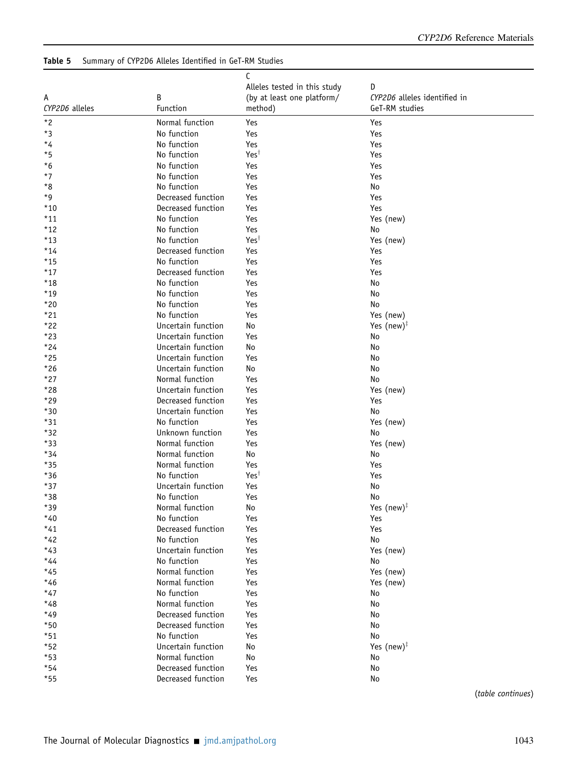**Table 5** Summary of CYP2D6 Alleles Identified in GeT-RM Studies

| A<br>*CYP2D6* alleles | B<br>Function | C<br>Alleles tested in this study (by at least one platform/ method) | D<br>*CYP2D6* alleles identified in GeT-RM studies |
|---|---|---|---|
| *2 | Normal function | Yes | Yes |
| *3 | No function | Yes | Yes |
| *4 | No function | Yes | Yes |
| *5 | No function | Yes[†] | Yes |
| *6 | No function | Yes | Yes |
| *7 | No function | Yes | Yes |
| *8 | No function | Yes | No |
| *9 | Decreased function | Yes | Yes |
| *10 | Decreased function | Yes | Yes |
| *11 | No function | Yes | Yes (new) |
| *12 | No function | Yes | No |
| *13 | No function | Yes[†] | Yes (new) |
| *14 | Decreased function | Yes | Yes |
| *15 | No function | Yes | Yes |
| *17 | Decreased function | Yes | Yes |
| *18 | No function | Yes | No |
| *19 | No function | Yes | No |
| *20 | No function | Yes | No |
| *21 | No function | Yes | Yes (new) |
| *22 | Uncertain function | No | Yes (new)[‡] |
| *23 | Uncertain function | Yes | No |
| *24 | Uncertain function | No | No |
| *25 | Uncertain function | Yes | No |
| *26 | Uncertain function | No | No |
| *27 | Normal function | Yes | No |
| *28 | Uncertain function | Yes | Yes (new) |
| *29 | Decreased function | Yes | Yes |
| *30 | Uncertain function | Yes | No |
| *31 | No function | Yes | Yes (new) |
| *32 | Unknown function | Yes | No |
| *33 | Normal function | Yes | Yes (new) |
| *34 | Normal function | No | No |
| *35 | Normal function | Yes | Yes |
| *36 | No function | Yes[†] | Yes |
| *37 | Uncertain function | Yes | No |
| *38 | No function | Yes | No |
| *39 | Normal function | No | Yes (new)[‡] |
| *40 | No function | Yes | Yes |
| *41 | Decreased function | Yes | Yes |
| *42 | No function | Yes | No |
| *43 | Uncertain function | Yes | Yes (new) |
| *44 | No function | Yes | No |
| *45 | Normal function | Yes | Yes (new) |
| *46 | Normal function | Yes | Yes (new) |
| *47 | No function | Yes | No |
| *48 | Normal function | Yes | No |
| *49 | Decreased function | Yes | No |
| *50 | Decreased function | Yes | No |
| *51 | No function | Yes | No |
| *52 | Uncertain function | No | Yes (new)[‡] |
| *53 | Normal function | No | No |
| *54 | Decreased function | Yes | No |
| *55 | Decreased function | Yes | No |

(*table continues*)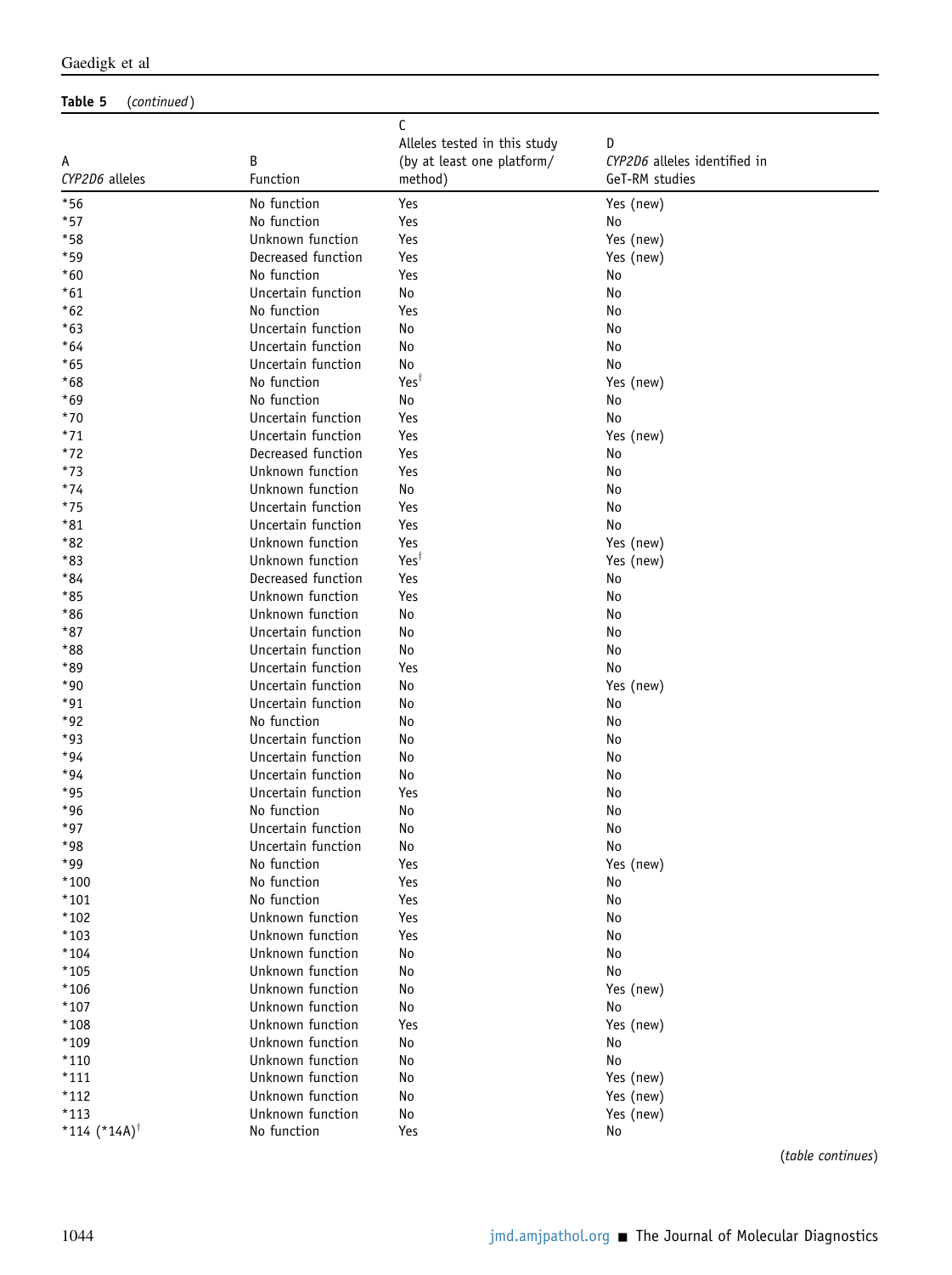**Table 5** (*continued*)

| A<br>*CYP2D6* alleles | B<br>Function | C<br>Alleles tested in this study (by at least one platform/method) | D<br>*CYP2D6* alleles identified in GeT-RM studies |
|---|---|---|---|
| *56 | No function | Yes | Yes (new) |
| *57 | No function | Yes | No |
| *58 | Unknown function | Yes | Yes (new) |
| *59 | Decreased function | Yes | Yes (new) |
| *60 | No function | Yes | No |
| *61 | Uncertain function | No | No |
| *62 | No function | Yes | No |
| *63 | Uncertain function | No | No |
| *64 | Uncertain function | No | No |
| *65 | Uncertain function | No | No |
| *68 | No function | Yes[†] | Yes (new) |
| *69 | No function | No | No |
| *70 | Uncertain function | Yes | No |
| *71 | Uncertain function | Yes | Yes (new) |
| *72 | Decreased function | Yes | No |
| *73 | Unknown function | Yes | No |
| *74 | Unknown function | No | No |
| *75 | Uncertain function | Yes | No |
| *81 | Uncertain function | Yes | No |
| *82 | Unknown function | Yes | Yes (new) |
| *83 | Unknown function | Yes[†] | Yes (new) |
| *84 | Decreased function | Yes | No |
| *85 | Unknown function | Yes | No |
| *86 | Unknown function | No | No |
| *87 | Uncertain function | No | No |
| *88 | Uncertain function | No | No |
| *89 | Uncertain function | Yes | No |
| *90 | Uncertain function | No | Yes (new) |
| *91 | Uncertain function | No | No |
| *92 | No function | No | No |
| *93 | Uncertain function | No | No |
| *94 | Uncertain function | No | No |
| *94 | Uncertain function | No | No |
| *95 | Uncertain function | Yes | No |
| *96 | No function | No | No |
| *97 | Uncertain function | No | No |
| *98 | Uncertain function | No | No |
| *99 | No function | Yes | Yes (new) |
| *100 | No function | Yes | No |
| *101 | No function | Yes | No |
| *102 | Unknown function | Yes | No |
| *103 | Unknown function | Yes | No |
| *104 | Unknown function | No | No |
| *105 | Unknown function | No | No |
| *106 | Unknown function | No | Yes (new) |
| *107 | Unknown function | No | No |
| *108 | Unknown function | Yes | Yes (new) |
| *109 | Unknown function | No | No |
| *110 | Unknown function | No | No |
| *111 | Unknown function | No | Yes (new) |
| *112 | Unknown function | No | Yes (new) |
| *113 | Unknown function | No | Yes (new) |
| *114 (*14A)[†] | No function | Yes | No |

(*table continues*)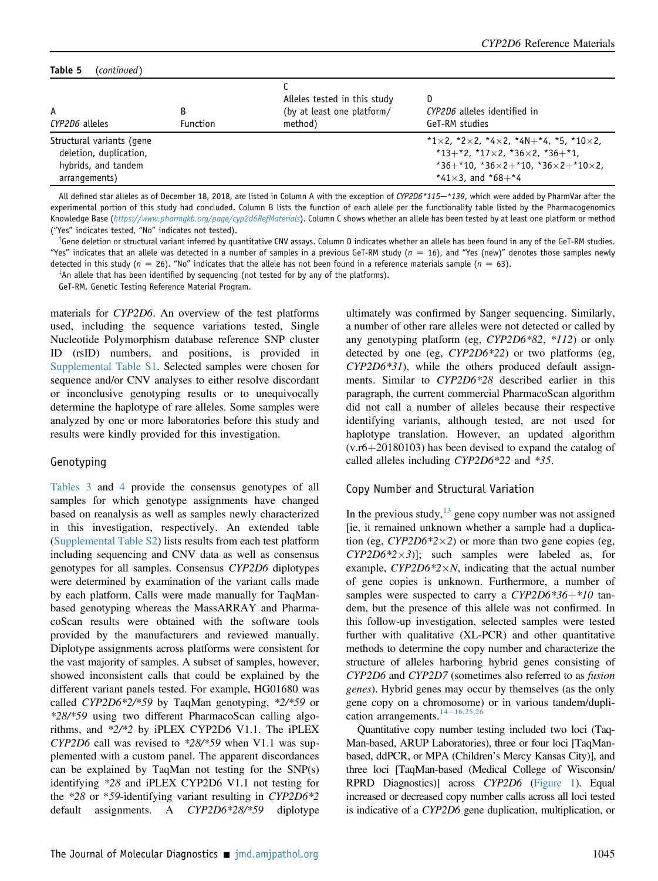**Table 5** (*continued*)

| A<br>*CYP2D6* alleles | B<br>Function | C<br>Alleles tested in this study (by at least one platform/method) | D<br>*CYP2D6* alleles identified in GeT-RM studies |
|---|---|---|---|
| Structural variants (gene deletion, duplication, hybrids, and tandem arrangements) | | | \*1×2, \*2×2, \*4×2, \*4N+\*4, \*5, \*10×2, \*13+\*2, \*17×2, \*36×2, \*36+\*1, \*36+\*10, \*36×2+\*10, \*36×2+\*10×2, \*41×3, and \*68+\*4 |

All defined star alleles as of December 18, 2018, are listed in Column A with the exception of *CYP2D6\*115*−*\*139*, which were added by PharmVar after the experimental portion of this study had concluded. Column B lists the function of each allele per the functionality table listed by the Pharmacogenomics Knowledge Base (*https://www.pharmgkb.org/page/cyp2d6RefMaterials*). Column C shows whether an allele has been tested by at least one platform or method ("Yes" indicates tested, "No" indicates not tested).

†Gene deletion or structural variant inferred by quantitative CNV assays. Column D indicates whether an allele has been found in any of the GeT-RM studies. "Yes" indicates that an allele was detected in a number of samples in a previous GeT-RM study ($n$ = 16), and "Yes (new)" denotes those samples newly detected in this study ($n$ = 26). "No" indicates that the allele has not been found in a reference materials sample ($n$ = 63).

‡An allele that has been identified by sequencing (not tested for by any of the platforms).

GeT-RM, Genetic Testing Reference Material Program.

materials for *CYP2D6*. An overview of the test platforms used, including the sequence variations tested, Single Nucleotide Polymorphism database reference SNP cluster ID (rsID) numbers, and positions, is provided in Supplemental Table S1. Selected samples were chosen for sequence and/or CNV analyses to either resolve discordant or inconclusive genotyping results or to unequivocally determine the haplotype of rare alleles. Some samples were analyzed by one or more laboratories before this study and results were kindly provided for this investigation.

## Genotyping

Tables 3 and 4 provide the consensus genotypes of all samples for which genotype assignments have changed based on reanalysis as well as samples newly characterized in this investigation, respectively. An extended table (Supplemental Table S2) lists results from each test platform including sequencing and CNV data as well as consensus genotypes for all samples. Consensus *CYP2D6* diplotypes were determined by examination of the variant calls made by each platform. Calls were made manually for TaqMan-based genotyping whereas the MassARRAY and PharmacoScan results were obtained with the software tools provided by the manufacturers and reviewed manually. Diplotype assignments across platforms were consistent for the vast majority of samples. A subset of samples, however, showed inconsistent calls that could be explained by the different variant panels tested. For example, HG01680 was called *CYP2D6\*2/\*59* by TaqMan genotyping, *\*2/\*59* or *\*28/\*59* using two different PharmacoScan calling algorithms, and *\*2/\*2* by iPLEX CYP2D6 V1.1. The iPLEX *CYP2D6* call was revised to *\*28/\*59* when V1.1 was supplemented with a custom panel. The apparent discordances can be explained by TaqMan not testing for the SNP(s) identifying *\*28* and iPLEX CYP2D6 V1.1 not testing for the *\*28* or *\*59*-identifying variant resulting in *CYP2D6\*2* default assignments. A *CYP2D6\*28/\*59* diplotype ultimately was confirmed by Sanger sequencing. Similarly, a number of other rare alleles were not detected or called by any genotyping platform (eg, *CYP2D6\*82*, *\*112*) or only detected by one (eg, *CYP2D6\*22*) or two platforms (eg, *CYP2D6\*31*), while the others produced default assignments. Similar to *CYP2D6\*28* described earlier in this paragraph, the current commercial PharmacoScan algorithm did not call a number of alleles because their respective identifying variants, although tested, are not used for haplotype translation. However, an updated algorithm (v.r6+20180103) has been devised to expand the catalog of called alleles including *CYP2D6\*22* and *\*35*.

## Copy Number and Structural Variation

In the previous study,[13] gene copy number was not assigned [ie, it remained unknown whether a sample had a duplication (eg, *CYP2D6\*2×2*) or more than two gene copies (eg, *CYP2D6\*2×3*)]; such samples were labeled as, for example, *CYP2D6\*2×N*, indicating that the actual number of gene copies is unknown. Furthermore, a number of samples were suspected to carry a *CYP2D6\*36+\*10* tandem, but the presence of this allele was not confirmed. In this follow-up investigation, selected samples were tested further with qualitative (XL-PCR) and other quantitative methods to determine the copy number and characterize the structure of alleles harboring hybrid genes consisting of *CYP2D6* and *CYP2D7* (sometimes also referred to as *fusion genes*). Hybrid genes may occur by themselves (as the only gene copy on a chromosome) or in various tandem/duplication arrangements.[14−16,25,26]

Quantitative copy number testing included two loci (TaqMan-based, ARUP Laboratories), three or four loci [TaqMan-based, ddPCR, or MPA (Children's Mercy Kansas City)], and three loci [TaqMan-based (Medical College of Wisconsin/RPRD Diagnostics)] across *CYP2D6* (Figure 1). Equal increased or decreased copy number calls across all loci tested is indicative of a *CYP2D6* gene duplication, multiplication, or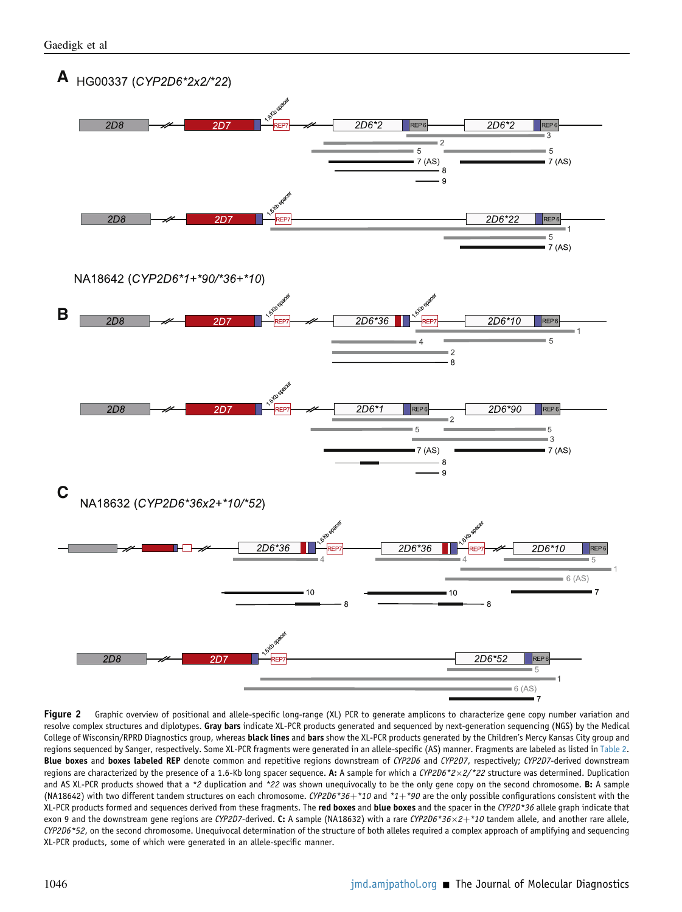**Figure 2** Graphic overview of positional and allele-specific long-range (XL) PCR to generate amplicons to characterize gene copy number variation and resolve complex structures and diplotypes. **Gray bars** indicate XL-PCR products generated and sequenced by next-generation sequencing (NGS) by the Medical College of Wisconsin/RPRD Diagnostics group, whereas **black lines** and **bars** show the XL-PCR products generated by the Children's Mercy Kansas City group and regions sequenced by Sanger, respectively. Some XL-PCR fragments were generated in an allele-specific (AS) manner. Fragments are labeled as listed in Table 2. **Blue boxes** and **boxes labeled REP** denote common and repetitive regions downstream of *CYP2D6* and *CYP2D7*, respectively; *CYP2D7*-derived downstream regions are characterized by the presence of a 1.6-Kb long spacer sequence. **A:** A sample for which a *CYP2D6*2×2/*22* structure was determined. Duplication and AS XL-PCR products showed unequivocally to be the only gene copy on the second chromosome. **B:** A sample (NA18642) with two different tandem structures on each chromosome. *CYP2D6*36+*10* and **1+*90* are the only possible configurations consistent with the XL-PCR products formed and sequences derived from these fragments. The **red boxes** and **blue boxes** and the spacer in the *CYP2D*36* allele graph indicate that exon 9 and the downstream gene regions are *CYP2D7*-derived. **C:** A sample (NA18632) with a rare *CYP2D6*36×2+*10* tandem allele, and another rare allele, *CYP2D6*52*, on the second chromosome. Unequivocal determination of the structure of both alleles required a complex approach of amplifying and sequencing XL-PCR products, some of which were generated in an allele-specific manner.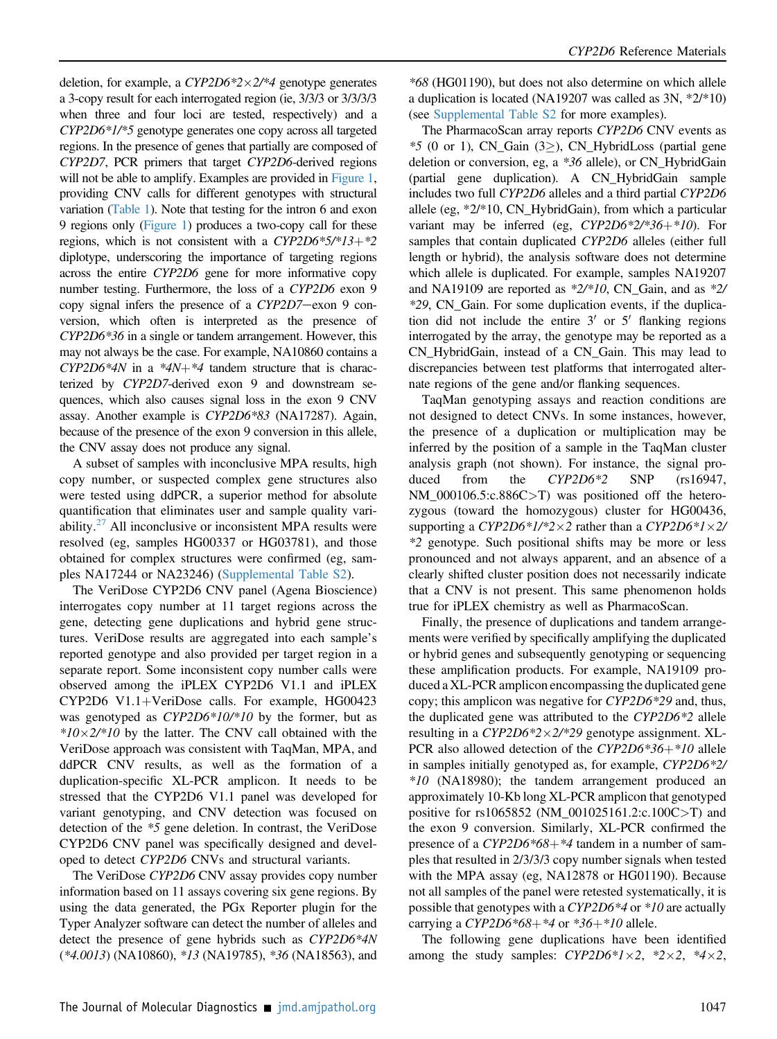deletion, for example, a *CYP2D6\*2×2/\*4* genotype generates a 3-copy result for each interrogated region (ie, 3/3/3 or 3/3/3/3 when three and four loci are tested, respectively) and a *CYP2D6\*1/\*5* genotype generates one copy across all targeted regions. In the presence of genes that partially are composed of *CYP2D7*, PCR primers that target *CYP2D6*-derived regions will not be able to amplify. Examples are provided in Figure 1, providing CNV calls for different genotypes with structural variation (Table 1). Note that testing for the intron 6 and exon 9 regions only (Figure 1) produces a two-copy call for these regions, which is not consistent with a *CYP2D6\*5/\*13+\*2* diplotype, underscoring the importance of targeting regions across the entire *CYP2D6* gene for more informative copy number testing. Furthermore, the loss of a *CYP2D6* exon 9 copy signal infers the presence of a *CYP2D7*−exon 9 conversion, which often is interpreted as the presence of *CYP2D6\*36* in a single or tandem arrangement. However, this may not always be the case. For example, NA10860 contains a *CYP2D6\*4N* in a *\*4N+\*4* tandem structure that is characterized by *CYP2D7*-derived exon 9 and downstream sequences, which also causes signal loss in the exon 9 CNV assay. Another example is *CYP2D6\*83* (NA17287). Again, because of the presence of the exon 9 conversion in this allele, the CNV assay does not produce any signal.

A subset of samples with inconclusive MPA results, high copy number, or suspected complex gene structures also were tested using ddPCR, a superior method for absolute quantification that eliminates user and sample quality variability.[27] All inconclusive or inconsistent MPA results were resolved (eg, samples HG00337 or HG03781), and those obtained for complex structures were confirmed (eg, samples NA17244 or NA23246) (Supplemental Table S2).

The VeriDose CYP2D6 CNV panel (Agena Bioscience) interrogates copy number at 11 target regions across the gene, detecting gene duplications and hybrid gene structures. VeriDose results are aggregated into each sample's reported genotype and also provided per target region in a separate report. Some inconsistent copy number calls were observed among the iPLEX CYP2D6 V1.1 and iPLEX CYP2D6 V1.1+VeriDose calls. For example, HG00423 was genotyped as *CYP2D6\*10/\*10* by the former, but as *\*10×2/\*10* by the latter. The CNV call obtained with the VeriDose approach was consistent with TaqMan, MPA, and ddPCR CNV results, as well as the formation of a duplication-specific XL-PCR amplicon. It needs to be stressed that the CYP2D6 V1.1 panel was developed for variant genotyping, and CNV detection was focused on detection of the *\*5* gene deletion. In contrast, the VeriDose CYP2D6 CNV panel was specifically designed and developed to detect *CYP2D6* CNVs and structural variants.

The VeriDose *CYP2D6* CNV assay provides copy number information based on 11 assays covering six gene regions. By using the data generated, the PGx Reporter plugin for the Typer Analyzer software can detect the number of alleles and detect the presence of gene hybrids such as *CYP2D6\*4N* (*\*4.0013*) (NA10860), *\*13* (NA19785), *\*36* (NA18563), and *\*68* (HG01190), but does not also determine on which allele a duplication is located (NA19207 was called as 3N, \*2/\*10) (see Supplemental Table S2 for more examples).

The PharmacoScan array reports *CYP2D6* CNV events as *\*5* (0 or 1), CN_Gain (3≥), CN_HybridLoss (partial gene deletion or conversion, eg, a *\*36* allele), or CN_HybridGain (partial gene duplication). A CN_HybridGain sample includes two full *CYP2D6* alleles and a third partial *CYP2D6* allele (eg, \*2/\*10, CN_HybridGain), from which a particular variant may be inferred (eg, *CYP2D6\*2/\*36+\*10*). For samples that contain duplicated *CYP2D6* alleles (either full length or hybrid), the analysis software does not determine which allele is duplicated. For example, samples NA19207 and NA19109 are reported as *\*2/\*10*, CN_Gain, and as *\*2/\*29*, CN_Gain. For some duplication events, if the duplication did not include the entire 3′ or 5′ flanking regions interrogated by the array, the genotype may be reported as a CN_HybridGain, instead of a CN_Gain. This may lead to discrepancies between test platforms that interrogated alternate regions of the gene and/or flanking sequences.

TaqMan genotyping assays and reaction conditions are not designed to detect CNVs. In some instances, however, the presence of a duplication or multiplication may be inferred by the position of a sample in the TaqMan cluster analysis graph (not shown). For instance, the signal produced from the *CYP2D6\*2* SNP (rs16947, NM_000106.5:c.886C>T) was positioned off the heterozygous (toward the homozygous) cluster for HG00436, supporting a *CYP2D6\*1/\*2×2* rather than a *CYP2D6\*1×2/\*2* genotype. Such positional shifts may be more or less pronounced and not always apparent, and an absence of a clearly shifted cluster position does not necessarily indicate that a CNV is not present. This same phenomenon holds true for iPLEX chemistry as well as PharmacoScan.

Finally, the presence of duplications and tandem arrangements were verified by specifically amplifying the duplicated or hybrid genes and subsequently genotyping or sequencing these amplification products. For example, NA19109 produced a XL-PCR amplicon encompassing the duplicated gene copy; this amplicon was negative for *CYP2D6\*29* and, thus, the duplicated gene was attributed to the *CYP2D6\*2* allele resulting in a *CYP2D6\*2×2/\*29* genotype assignment. XL-PCR also allowed detection of the *CYP2D6\*36+\*10* allele in samples initially genotyped as, for example, *CYP2D6\*2/\*10* (NA18980); the tandem arrangement produced an approximately 10-Kb long XL-PCR amplicon that genotyped positive for rs1065852 (NM_001025161.2:c.100C>T) and the exon 9 conversion. Similarly, XL-PCR confirmed the presence of a *CYP2D6\*68+\*4* tandem in a number of samples that resulted in 2/3/3/3 copy number signals when tested with the MPA assay (eg, NA12878 or HG01190). Because not all samples of the panel were retested systematically, it is possible that genotypes with a *CYP2D6\*4* or *\*10* are actually carrying a *CYP2D6\*68+\*4* or *\*36+\*10* allele.

The following gene duplications have been identified among the study samples: *CYP2D6\*1×2*, *\*2×2*, *\*4×2*,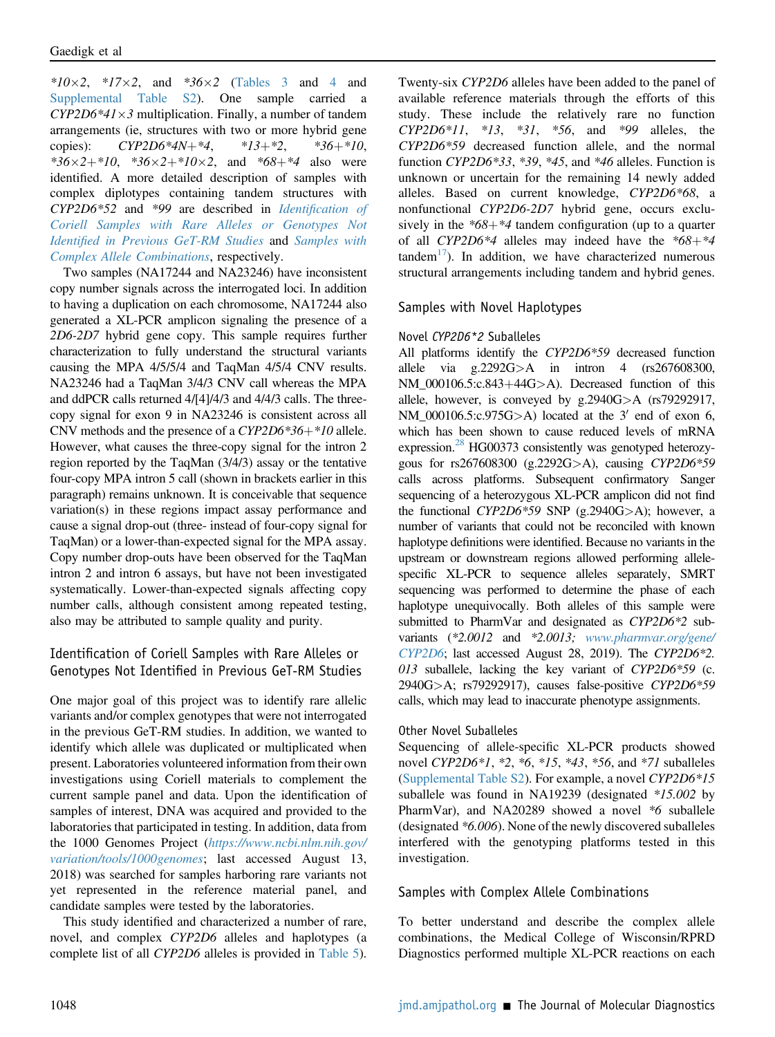*10×2, *17×2, and *36×2 (Tables 3 and 4 and Supplemental Table S2). One sample carried a *CYP2D6*41×3* multiplication. Finally, a number of tandem arrangements (ie, structures with two or more hybrid gene copies): *CYP2D6*4N+*4*, *13+*2, *36+*10, *36×2+*10, *36×2+*10×2, and *68+*4 also were identified. A more detailed description of samples with complex diplotypes containing tandem structures with *CYP2D6*52* and *99 are described in *Identification of Coriell Samples with Rare Alleles or Genotypes Not Identified in Previous GeT-RM Studies* and *Samples with Complex Allele Combinations*, respectively.

Two samples (NA17244 and NA23246) have inconsistent copy number signals across the interrogated loci. In addition to having a duplication on each chromosome, NA17244 also generated a XL-PCR amplicon signaling the presence of a *2D6-2D7* hybrid gene copy. This sample requires further characterization to fully understand the structural variants causing the MPA 4/5/5/4 and TaqMan 4/5/4 CNV results. NA23246 had a TaqMan 3/4/3 CNV call whereas the MPA and ddPCR calls returned 4/[4]/4/3 and 4/4/3 calls. The three-copy signal for exon 9 in NA23246 is consistent across all CNV methods and the presence of a *CYP2D6*36+*10* allele. However, what causes the three-copy signal for the intron 2 region reported by the TaqMan (3/4/3) assay or the tentative four-copy MPA intron 5 call (shown in brackets earlier in this paragraph) remains unknown. It is conceivable that sequence variation(s) in these regions impact assay performance and cause a signal drop-out (three- instead of four-copy signal for TaqMan) or a lower-than-expected signal for the MPA assay. Copy number drop-outs have been observed for the TaqMan intron 2 and intron 6 assays, but have not been investigated systematically. Lower-than-expected signals affecting copy number calls, although consistent among repeated testing, also may be attributed to sample quality and purity.

## Identification of Coriell Samples with Rare Alleles or Genotypes Not Identified in Previous GeT-RM Studies

One major goal of this project was to identify rare allelic variants and/or complex genotypes that were not interrogated in the previous GeT-RM studies. In addition, we wanted to identify which allele was duplicated or multiplicated when present. Laboratories volunteered information from their own investigations using Coriell materials to complement the current sample panel and data. Upon the identification of samples of interest, DNA was acquired and provided to the laboratories that participated in testing. In addition, data from the 1000 Genomes Project (*https://www.ncbi.nlm.nih.gov/variation/tools/1000genomes*; last accessed August 13, 2018) was searched for samples harboring rare variants not yet represented in the reference material panel, and candidate samples were tested by the laboratories.

This study identified and characterized a number of rare, novel, and complex *CYP2D6* alleles and haplotypes (a complete list of all *CYP2D6* alleles is provided in Table 5). Twenty-six *CYP2D6* alleles have been added to the panel of available reference materials through the efforts of this study. These include the relatively rare no function *CYP2D6*11*, *13, *31, *56, and *99 alleles, the *CYP2D6*59* decreased function allele, and the normal function *CYP2D6*33*, *39, *45, and *46 alleles. Function is unknown or uncertain for the remaining 14 newly added alleles. Based on current knowledge, *CYP2D6*68*, a nonfunctional *CYP2D6-2D7* hybrid gene, occurs exclusively in the *68+*4 tandem configuration (up to a quarter of all *CYP2D6*4* alleles may indeed have the *68+*4 tandem[17]). In addition, we have characterized numerous structural arrangements including tandem and hybrid genes.

## Samples with Novel Haplotypes

### Novel CYP2D6*2 Suballeles

All platforms identify the *CYP2D6*59* decreased function allele via g.2292G>A in intron 4 (rs267608300, NM_000106.5:c.843+44G>A). Decreased function of this allele, however, is conveyed by g.2940G>A (rs79292917, NM_000106.5:c.975G>A) located at the 3′ end of exon 6, which has been shown to cause reduced levels of mRNA expression.[28] HG00373 consistently was genotyped heterozygous for rs267608300 (g.2292G>A), causing *CYP2D6*59* calls across platforms. Subsequent confirmatory Sanger sequencing of a heterozygous XL-PCR amplicon did not find the functional *CYP2D6*59* SNP (g.2940G>A); however, a number of variants that could not be reconciled with known haplotype definitions were identified. Because no variants in the upstream or downstream regions allowed performing allele-specific XL-PCR to sequence alleles separately, SMRT sequencing was performed to determine the phase of each haplotype unequivocally. Both alleles of this sample were submitted to PharmVar and designated as *CYP2D6*2* sub-variants (*2.0012 and *2.0013; *www.pharmvar.org/gene/CYP2D6*; last accessed August 28, 2019). The *CYP2D6*2.013* suballele, lacking the key variant of *CYP2D6*59* (c.2940G>A; rs79292917), causes false-positive *CYP2D6*59* calls, which may lead to inaccurate phenotype assignments.

### Other Novel Suballeles

Sequencing of allele-specific XL-PCR products showed novel *CYP2D6*1*, *2, *6, *15, *43, *56, and *71 suballeles (Supplemental Table S2). For example, a novel *CYP2D6*15* suballele was found in NA19239 (designated *15.002 by PharmVar), and NA20289 showed a novel *6 suballele (designated *6.006). None of the newly discovered suballeles interfered with the genotyping platforms tested in this investigation.

## Samples with Complex Allele Combinations

To better understand and describe the complex allele combinations, the Medical College of Wisconsin/RPRD Diagnostics performed multiple XL-PCR reactions on each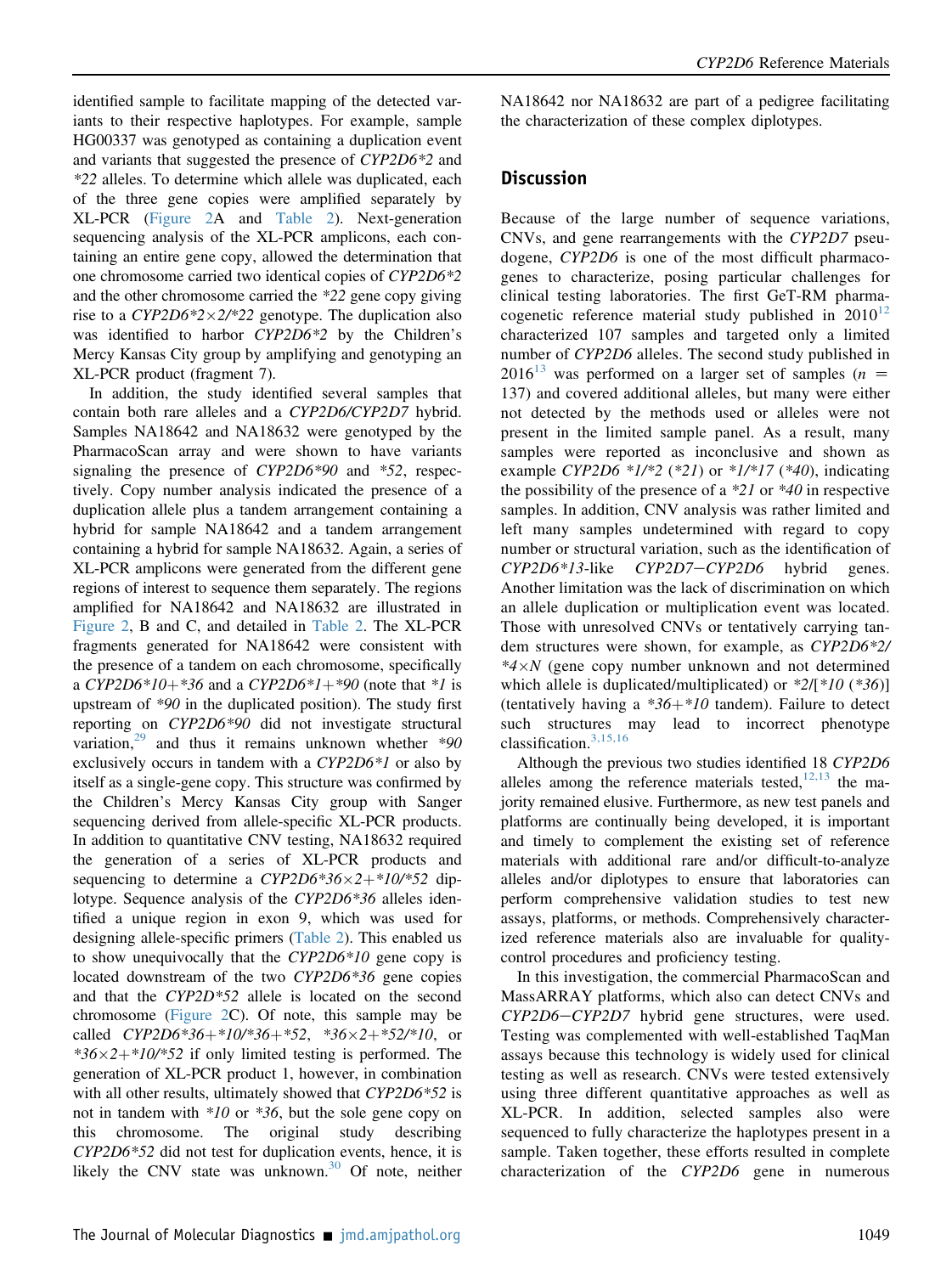identified sample to facilitate mapping of the detected variants to their respective haplotypes. For example, sample HG00337 was genotyped as containing a duplication event and variants that suggested the presence of *CYP2D6*2* and *\*22* alleles. To determine which allele was duplicated, each of the three gene copies were amplified separately by XL-PCR (Figure 2A and Table 2). Next-generation sequencing analysis of the XL-PCR amplicons, each containing an entire gene copy, allowed the determination that one chromosome carried two identical copies of *CYP2D6*2* and the other chromosome carried the *\*22* gene copy giving rise to a *CYP2D6*2×2/*22* genotype. The duplication also was identified to harbor *CYP2D6*2* by the Children's Mercy Kansas City group by amplifying and genotyping an XL-PCR product (fragment 7).

In addition, the study identified several samples that contain both rare alleles and a *CYP2D6/CYP2D7* hybrid. Samples NA18642 and NA18632 were genotyped by the PharmacoScan array and were shown to have variants signaling the presence of *CYP2D6*90* and *\*52*, respectively. Copy number analysis indicated the presence of a duplication allele plus a tandem arrangement containing a hybrid for sample NA18642 and a tandem arrangement containing a hybrid for sample NA18632. Again, a series of XL-PCR amplicons were generated from the different gene regions of interest to sequence them separately. The regions amplified for NA18642 and NA18632 are illustrated in Figure 2, B and C, and detailed in Table 2. The XL-PCR fragments generated for NA18642 were consistent with the presence of a tandem on each chromosome, specifically a *CYP2D6*10+*36* and a *CYP2D6*1+*90* (note that *\*1* is upstream of *\*90* in the duplicated position). The study first reporting on *CYP2D6*90* did not investigate structural variation,[29] and thus it remains unknown whether *\*90* exclusively occurs in tandem with a *CYP2D6*1* or also by itself as a single-gene copy. This structure was confirmed by the Children's Mercy Kansas City group with Sanger sequencing derived from allele-specific XL-PCR products. In addition to quantitative CNV testing, NA18632 required the generation of a series of XL-PCR products and sequencing to determine a *CYP2D6*36×2+*10/*52* diplotype. Sequence analysis of the *CYP2D6*36* alleles identified a unique region in exon 9, which was used for designing allele-specific primers (Table 2). This enabled us to show unequivocally that the *CYP2D6*10* gene copy is located downstream of the two *CYP2D6*36* gene copies and that the *CYP2D*52* allele is located on the second chromosome (Figure 2C). Of note, this sample may be called *CYP2D6*36+*10/*36+*52*, *\*36×2+*52/*10*, or *\*36×2+*10/*52* if only limited testing is performed. The generation of XL-PCR product 1, however, in combination with all other results, ultimately showed that *CYP2D6*52* is not in tandem with *\*10* or *\*36*, but the sole gene copy on this chromosome. The original study describing *CYP2D6*52* did not test for duplication events, hence, it is likely the CNV state was unknown.[30] Of note, neither NA18642 nor NA18632 are part of a pedigree facilitating the characterization of these complex diplotypes.

## Discussion

Because of the large number of sequence variations, CNVs, and gene rearrangements with the *CYP2D7* pseudogene, *CYP2D6* is one of the most difficult pharmacogenes to characterize, posing particular challenges for clinical testing laboratories. The first GeT-RM pharmacogenetic reference material study published in 2010[12] characterized 107 samples and targeted only a limited number of *CYP2D6* alleles. The second study published in 2016[13] was performed on a larger set of samples ($n$ = 137) and covered additional alleles, but many were either not detected by the methods used or alleles were not present in the limited sample panel. As a result, many samples were reported as inconclusive and shown as example *CYP2D6 *1/*2 (*21)* or *\*1/*17 (*40)*, indicating the possibility of the presence of a *\*21* or *\*40* in respective samples. In addition, CNV analysis was rather limited and left many samples undetermined with regard to copy number or structural variation, such as the identification of *CYP2D6*13*-like *CYP2D7−CYP2D6* hybrid genes. Another limitation was the lack of discrimination on which an allele duplication or multiplication event was located. Those with unresolved CNVs or tentatively carrying tandem structures were shown, for example, as *CYP2D6*2/*4×N* (gene copy number unknown and not determined which allele is duplicated/multiplicated) or *\*2/[*10 (*36)]* (tentatively having a *\*36+*10* tandem). Failure to detect such structures may lead to incorrect phenotype classification.[3,15,16]

Although the previous two studies identified 18 *CYP2D6* alleles among the reference materials tested,[12,13] the majority remained elusive. Furthermore, as new test panels and platforms are continually being developed, it is important and timely to complement the existing set of reference materials with additional rare and/or difficult-to-analyze alleles and/or diplotypes to ensure that laboratories can perform comprehensive validation studies to test new assays, platforms, or methods. Comprehensively characterized reference materials also are invaluable for quality-control procedures and proficiency testing.

In this investigation, the commercial PharmacoScan and MassARRAY platforms, which also can detect CNVs and *CYP2D6−CYP2D7* hybrid gene structures, were used. Testing was complemented with well-established TaqMan assays because this technology is widely used for clinical testing as well as research. CNVs were tested extensively using three different quantitative approaches as well as XL-PCR. In addition, selected samples also were sequenced to fully characterize the haplotypes present in a sample. Taken together, these efforts resulted in complete characterization of the *CYP2D6* gene in numerous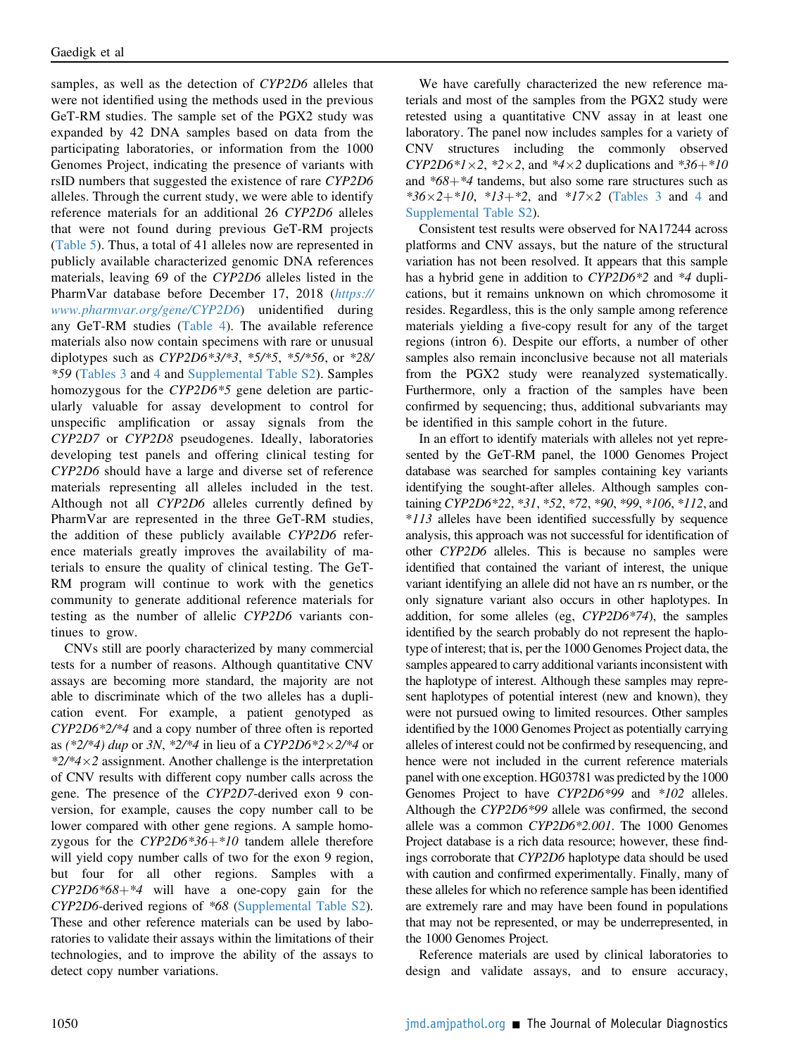samples, as well as the detection of *CYP2D6* alleles that were not identified using the methods used in the previous GeT-RM studies. The sample set of the PGX2 study was expanded by 42 DNA samples based on data from the participating laboratories, or information from the 1000 Genomes Project, indicating the presence of variants with rsID numbers that suggested the existence of rare *CYP2D6* alleles. Through the current study, we were able to identify reference materials for an additional 26 *CYP2D6* alleles that were not found during previous GeT-RM projects (Table 5). Thus, a total of 41 alleles now are represented in publicly available characterized genomic DNA references materials, leaving 69 of the *CYP2D6* alleles listed in the PharmVar database before December 17, 2018 (*https://www.pharmvar.org/gene/CYP2D6*) unidentified during any GeT-RM studies (Table 4). The available reference materials also now contain specimens with rare or unusual diplotypes such as *CYP2D6\*3/\*3*, *\*5/\*5*, *\*5/\*56*, or *\*28/\*59* (Tables 3 and 4 and Supplemental Table S2). Samples homozygous for the *CYP2D6\*5* gene deletion are particularly valuable for assay development to control for unspecific amplification or assay signals from the *CYP2D7* or *CYP2D8* pseudogenes. Ideally, laboratories developing test panels and offering clinical testing for *CYP2D6* should have a large and diverse set of reference materials representing all alleles included in the test. Although not all *CYP2D6* alleles currently defined by PharmVar are represented in the three GeT-RM studies, the addition of these publicly available *CYP2D6* reference materials greatly improves the availability of materials to ensure the quality of clinical testing. The GeT-RM program will continue to work with the genetics community to generate additional reference materials for testing as the number of allelic *CYP2D6* variants continues to grow.

CNVs still are poorly characterized by many commercial tests for a number of reasons. Although quantitative CNV assays are becoming more standard, the majority are not able to discriminate which of the two alleles has a duplication event. For example, a patient genotyped as *CYP2D6\*2/\*4* and a copy number of three often is reported as *(\*2/\*4) dup* or *3N*, *\*2/\*4* in lieu of a *CYP2D6\*2×2/\*4* or *\*2/\*4×2* assignment. Another challenge is the interpretation of CNV results with different copy number calls across the gene. The presence of the *CYP2D7*-derived exon 9 conversion, for example, causes the copy number call to be lower compared with other gene regions. A sample homozygous for the *CYP2D6\*36+\*10* tandem allele therefore will yield copy number calls of two for the exon 9 region, but four for all other regions. Samples with a *CYP2D6\*68+\*4* will have a one-copy gain for the *CYP2D6*-derived regions of *\*68* (Supplemental Table S2). These and other reference materials can be used by laboratories to validate their assays within the limitations of their technologies, and to improve the ability of the assays to detect copy number variations.

We have carefully characterized the new reference materials and most of the samples from the PGX2 study were retested using a quantitative CNV assay in at least one laboratory. The panel now includes samples for a variety of CNV structures including the commonly observed *CYP2D6\*1×2*, *\*2×2*, and *\*4×2* duplications and *\*36+\*10* and *\*68+\*4* tandems, but also some rare structures such as *\*36×2+\*10*, *\*13+\*2*, and *\*17×2* (Tables 3 and 4 and Supplemental Table S2).

Consistent test results were observed for NA17244 across platforms and CNV assays, but the nature of the structural variation has not been resolved. It appears that this sample has a hybrid gene in addition to *CYP2D6\*2* and *\*4* duplications, but it remains unknown on which chromosome it resides. Regardless, this is the only sample among reference materials yielding a five-copy result for any of the target regions (intron 6). Despite our efforts, a number of other samples also remain inconclusive because not all materials from the PGX2 study were reanalyzed systematically. Furthermore, only a fraction of the samples have been confirmed by sequencing; thus, additional subvariants may be identified in this sample cohort in the future.

In an effort to identify materials with alleles not yet represented by the GeT-RM panel, the 1000 Genomes Project database was searched for samples containing key variants identifying the sought-after alleles. Although samples containing *CYP2D6\*22*, *\*31*, *\*52*, *\*72*, *\*90*, *\*99*, *\*106*, *\*112*, and *\*113* alleles have been identified successfully by sequence analysis, this approach was not successful for identification of other *CYP2D6* alleles. This is because no samples were identified that contained the variant of interest, the unique variant identifying an allele did not have an rs number, or the only signature variant also occurs in other haplotypes. In addition, for some alleles (eg, *CYP2D6\*74*), the samples identified by the search probably do not represent the haplotype of interest; that is, per the 1000 Genomes Project data, the samples appeared to carry additional variants inconsistent with the haplotype of interest. Although these samples may represent haplotypes of potential interest (new and known), they were not pursued owing to limited resources. Other samples identified by the 1000 Genomes Project as potentially carrying alleles of interest could not be confirmed by resequencing, and hence were not included in the current reference materials panel with one exception. HG03781 was predicted by the 1000 Genomes Project to have *CYP2D6\*99* and *\*102* alleles. Although the *CYP2D6\*99* allele was confirmed, the second allele was a common *CYP2D6\*2.001*. The 1000 Genomes Project database is a rich data resource; however, these findings corroborate that *CYP2D6* haplotype data should be used with caution and confirmed experimentally. Finally, many of these alleles for which no reference sample has been identified are extremely rare and may have been found in populations that may not be represented, or may be underrepresented, in the 1000 Genomes Project.

Reference materials are used by clinical laboratories to design and validate assays, and to ensure accuracy,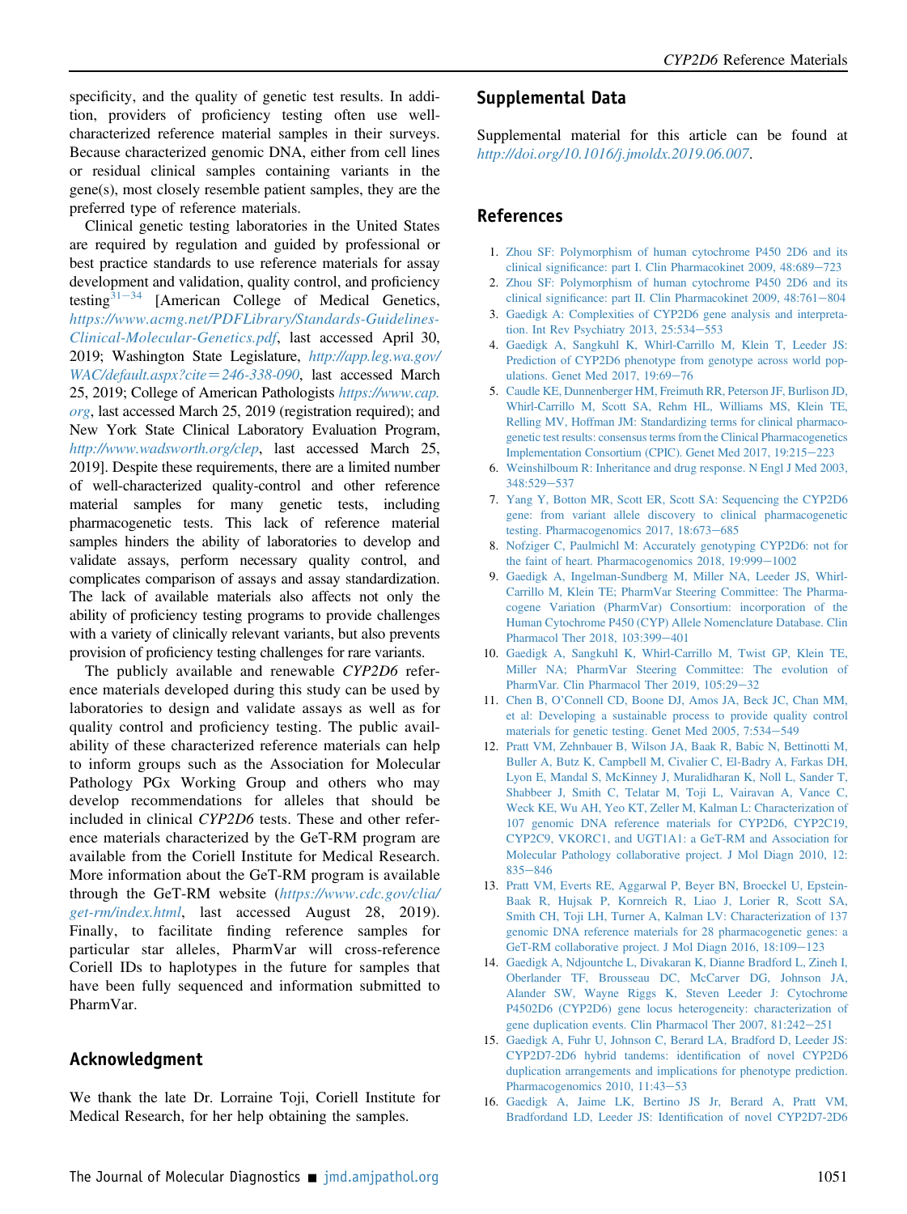specificity, and the quality of genetic test results. In addition, providers of proficiency testing often use well-characterized reference material samples in their surveys. Because characterized genomic DNA, either from cell lines or residual clinical samples containing variants in the gene(s), most closely resemble patient samples, they are the preferred type of reference materials.

Clinical genetic testing laboratories in the United States are required by regulation and guided by professional or best practice standards to use reference materials for assay development and validation, quality control, and proficiency testing[31−34] [American College of Medical Genetics, *https://www.acmg.net/PDFLibrary/Standards-Guidelines-Clinical-Molecular-Genetics.pdf*, last accessed April 30, 2019; Washington State Legislature, *http://app.leg.wa.gov/WAC/default.aspx?cite=246-338-090*, last accessed March 25, 2019; College of American Pathologists *https://www.cap.org*, last accessed March 25, 2019 (registration required); and New York State Clinical Laboratory Evaluation Program, *http://www.wadsworth.org/clep*, last accessed March 25, 2019]. Despite these requirements, there are a limited number of well-characterized quality-control and other reference material samples for many genetic tests, including pharmacogenetic tests. This lack of reference material samples hinders the ability of laboratories to develop and validate assays, perform necessary quality control, and complicates comparison of assays and assay standardization. The lack of available materials also affects not only the ability of proficiency testing programs to provide challenges with a variety of clinically relevant variants, but also prevents provision of proficiency testing challenges for rare variants.

The publicly available and renewable *CYP2D6* reference materials developed during this study can be used by laboratories to design and validate assays as well as for quality control and proficiency testing. The public availability of these characterized reference materials can help to inform groups such as the Association for Molecular Pathology PGx Working Group and others who may develop recommendations for alleles that should be included in clinical *CYP2D6* tests. These and other reference materials characterized by the GeT-RM program are available from the Coriell Institute for Medical Research. More information about the GeT-RM program is available through the GeT-RM website (*https://www.cdc.gov/clia/get-rm/index.html*, last accessed August 28, 2019). Finally, to facilitate finding reference samples for particular star alleles, PharmVar will cross-reference Coriell IDs to haplotypes in the future for samples that have been fully sequenced and information submitted to PharmVar.

## Acknowledgment

We thank the late Dr. Lorraine Toji, Coriell Institute for Medical Research, for her help obtaining the samples.

## Supplemental Data

Supplemental material for this article can be found at *http://doi.org/10.1016/j.jmoldx.2019.06.007*.

## References

1. Zhou SF: Polymorphism of human cytochrome P450 2D6 and its clinical significance: part I. Clin Pharmacokinet 2009, 48:689−723
2. Zhou SF: Polymorphism of human cytochrome P450 2D6 and its clinical significance: part II. Clin Pharmacokinet 2009, 48:761−804
3. Gaedigk A: Complexities of CYP2D6 gene analysis and interpretation. Int Rev Psychiatry 2013, 25:534−553
4. Gaedigk A, Sangkuhl K, Whirl-Carrillo M, Klein T, Leeder JS: Prediction of CYP2D6 phenotype from genotype across world populations. Genet Med 2017, 19:69−76
5. Caudle KE, Dunnenberger HM, Freimuth RR, Peterson JF, Burlison JD, Whirl-Carrillo M, Scott SA, Rehm HL, Williams MS, Klein TE, Relling MV, Hoffman JM: Standardizing terms for clinical pharmacogenetic test results: consensus terms from the Clinical Pharmacogenetics Implementation Consortium (CPIC). Genet Med 2017, 19:215−223
6. Weinshilboum R: Inheritance and drug response. N Engl J Med 2003, 348:529−537
7. Yang Y, Botton MR, Scott ER, Scott SA: Sequencing the CYP2D6 gene: from variant allele discovery to clinical pharmacogenetic testing. Pharmacogenomics 2017, 18:673−685
8. Nofziger C, Paulmichl M: Accurately genotyping CYP2D6: not for the faint of heart. Pharmacogenomics 2018, 19:999−1002
9. Gaedigk A, Ingelman-Sundberg M, Miller NA, Leeder JS, Whirl-Carrillo M, Klein TE; PharmVar Steering Committee: The Pharmacogene Variation (PharmVar) Consortium: incorporation of the Human Cytochrome P450 (CYP) Allele Nomenclature Database. Clin Pharmacol Ther 2018, 103:399−401
10. Gaedigk A, Sangkuhl K, Whirl-Carrillo M, Twist GP, Klein TE, Miller NA; PharmVar Steering Committee: The evolution of PharmVar. Clin Pharmacol Ther 2019, 105:29−32
11. Chen B, O'Connell CD, Boone DJ, Amos JA, Beck JC, Chan MM, et al: Developing a sustainable process to provide quality control materials for genetic testing. Genet Med 2005, 7:534−549
12. Pratt VM, Zehnbauer B, Wilson JA, Baak R, Babic N, Bettinotti M, Buller A, Butz K, Campbell M, Civalier C, El-Badry A, Farkas DH, Lyon E, Mandal S, McKinney J, Muralidharan K, Noll L, Sander T, Shabbeer J, Smith C, Telatar M, Toji L, Vairavan A, Vance C, Weck KE, Wu AH, Yeo KT, Zeller M, Kalman L: Characterization of 107 genomic DNA reference materials for CYP2D6, CYP2C19, CYP2C9, VKORC1, and UGT1A1: a GeT-RM and Association for Molecular Pathology collaborative project. J Mol Diagn 2010, 12:835−846
13. Pratt VM, Everts RE, Aggarwal P, Beyer BN, Broeckel U, Epstein-Baak R, Hujsak P, Kornreich R, Liao J, Lorier R, Scott SA, Smith CH, Toji LH, Turner A, Kalman LV: Characterization of 137 genomic DNA reference materials for 28 pharmacogenetic genes: a GeT-RM collaborative project. J Mol Diagn 2016, 18:109−123
14. Gaedigk A, Ndjountche L, Divakaran K, Dianne Bradford L, Zineh I, Oberlander TF, Brousseau DC, McCarver DG, Johnson JA, Alander SW, Wayne Riggs K, Steven Leeder J: Cytochrome P4502D6 (CYP2D6) gene locus heterogeneity: characterization of gene duplication events. Clin Pharmacol Ther 2007, 81:242−251
15. Gaedigk A, Fuhr U, Johnson C, Berard LA, Bradford D, Leeder JS: CYP2D7-2D6 hybrid tandems: identification of novel CYP2D6 duplication arrangements and implications for phenotype prediction. Pharmacogenomics 2010, 11:43−53
16. Gaedigk A, Jaime LK, Bertino JS Jr, Berard A, Pratt VM, Bradfordand LD, Leeder JS: Identification of novel CYP2D7-2D6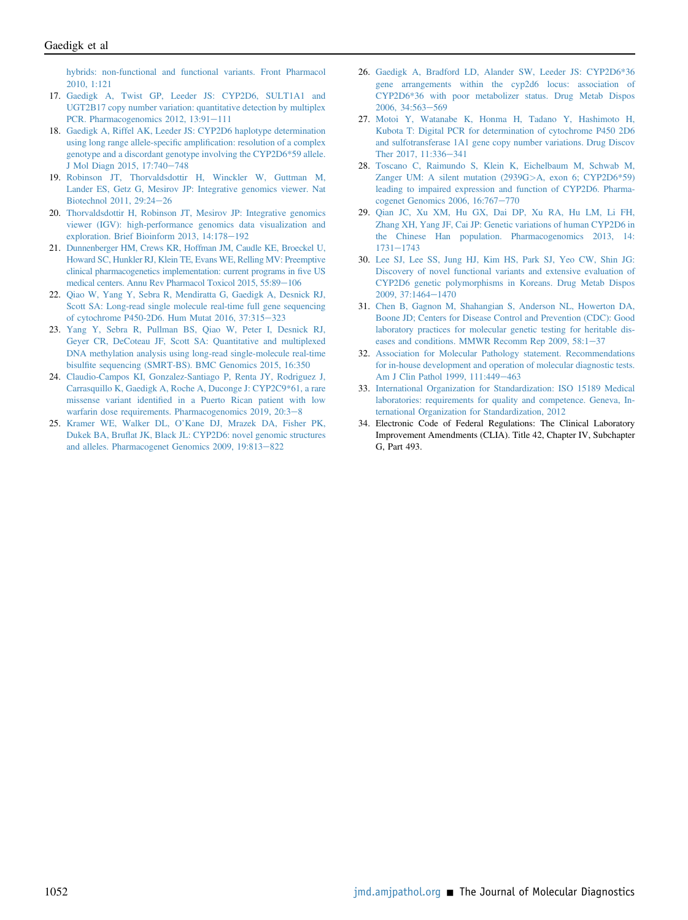hybrids: non-functional and functional variants. Front Pharmacol 2010, 1:121

17. Gaedigk A, Twist GP, Leeder JS: CYP2D6, SULT1A1 and UGT2B17 copy number variation: quantitative detection by multiplex PCR. Pharmacogenomics 2012, 13:91−111
18. Gaedigk A, Riffel AK, Leeder JS: CYP2D6 haplotype determination using long range allele-specific amplification: resolution of a complex genotype and a discordant genotype involving the CYP2D6*59 allele. J Mol Diagn 2015, 17:740−748
19. Robinson JT, Thorvaldsdottir H, Winckler W, Guttman M, Lander ES, Getz G, Mesirov JP: Integrative genomics viewer. Nat Biotechnol 2011, 29:24−26
20. Thorvaldsdottir H, Robinson JT, Mesirov JP: Integrative genomics viewer (IGV): high-performance genomics data visualization and exploration. Brief Bioinform 2013, 14:178−192
21. Dunnenberger HM, Crews KR, Hoffman JM, Caudle KE, Broeckel U, Howard SC, Hunkler RJ, Klein TE, Evans WE, Relling MV: Preemptive clinical pharmacogenetics implementation: current programs in five US medical centers. Annu Rev Pharmacol Toxicol 2015, 55:89−106
22. Qiao W, Yang Y, Sebra R, Mendiratta G, Gaedigk A, Desnick RJ, Scott SA: Long-read single molecule real-time full gene sequencing of cytochrome P450-2D6. Hum Mutat 2016, 37:315−323
23. Yang Y, Sebra R, Pullman BS, Qiao W, Peter I, Desnick RJ, Geyer CR, DeCoteau JF, Scott SA: Quantitative and multiplexed DNA methylation analysis using long-read single-molecule real-time bisulfite sequencing (SMRT-BS). BMC Genomics 2015, 16:350
24. Claudio-Campos KI, Gonzalez-Santiago P, Renta JY, Rodriguez J, Carrasquillo K, Gaedigk A, Roche A, Duconge J: CYP2C9*61, a rare missense variant identified in a Puerto Rican patient with low warfarin dose requirements. Pharmacogenomics 2019, 20:3−8
25. Kramer WE, Walker DL, O'Kane DJ, Mrazek DA, Fisher PK, Dukek BA, Bruflat JK, Black JL: CYP2D6: novel genomic structures and alleles. Pharmacogenet Genomics 2009, 19:813−822
26. Gaedigk A, Bradford LD, Alander SW, Leeder JS: CYP2D6*36 gene arrangements within the cyp2d6 locus: association of CYP2D6*36 with poor metabolizer status. Drug Metab Dispos 2006, 34:563−569
27. Motoi Y, Watanabe K, Honma H, Tadano Y, Hashimoto H, Kubota T: Digital PCR for determination of cytochrome P450 2D6 and sulfotransferase 1A1 gene copy number variations. Drug Discov Ther 2017, 11:336−341
28. Toscano C, Raimundo S, Klein K, Eichelbaum M, Schwab M, Zanger UM: A silent mutation (2939G>A, exon 6; CYP2D6*59) leading to impaired expression and function of CYP2D6. Pharmacogenet Genomics 2006, 16:767−770
29. Qian JC, Xu XM, Hu GX, Dai DP, Xu RA, Hu LM, Li FH, Zhang XH, Yang JF, Cai JP: Genetic variations of human CYP2D6 in the Chinese Han population. Pharmacogenomics 2013, 14:1731−1743
30. Lee SJ, Lee SS, Jung HJ, Kim HS, Park SJ, Yeo CW, Shin JG: Discovery of novel functional variants and extensive evaluation of CYP2D6 genetic polymorphisms in Koreans. Drug Metab Dispos 2009, 37:1464−1470
31. Chen B, Gagnon M, Shahangian S, Anderson NL, Howerton DA, Boone JD; Centers for Disease Control and Prevention (CDC): Good laboratory practices for molecular genetic testing for heritable diseases and conditions. MMWR Recomm Rep 2009, 58:1−37
32. Association for Molecular Pathology statement. Recommendations for in-house development and operation of molecular diagnostic tests. Am J Clin Pathol 1999, 111:449−463
33. International Organization for Standardization: ISO 15189 Medical laboratories: requirements for quality and competence. Geneva, International Organization for Standardization, 2012
34. Electronic Code of Federal Regulations: The Clinical Laboratory Improvement Amendments (CLIA). Title 42, Chapter IV, Subchapter G, Part 493.